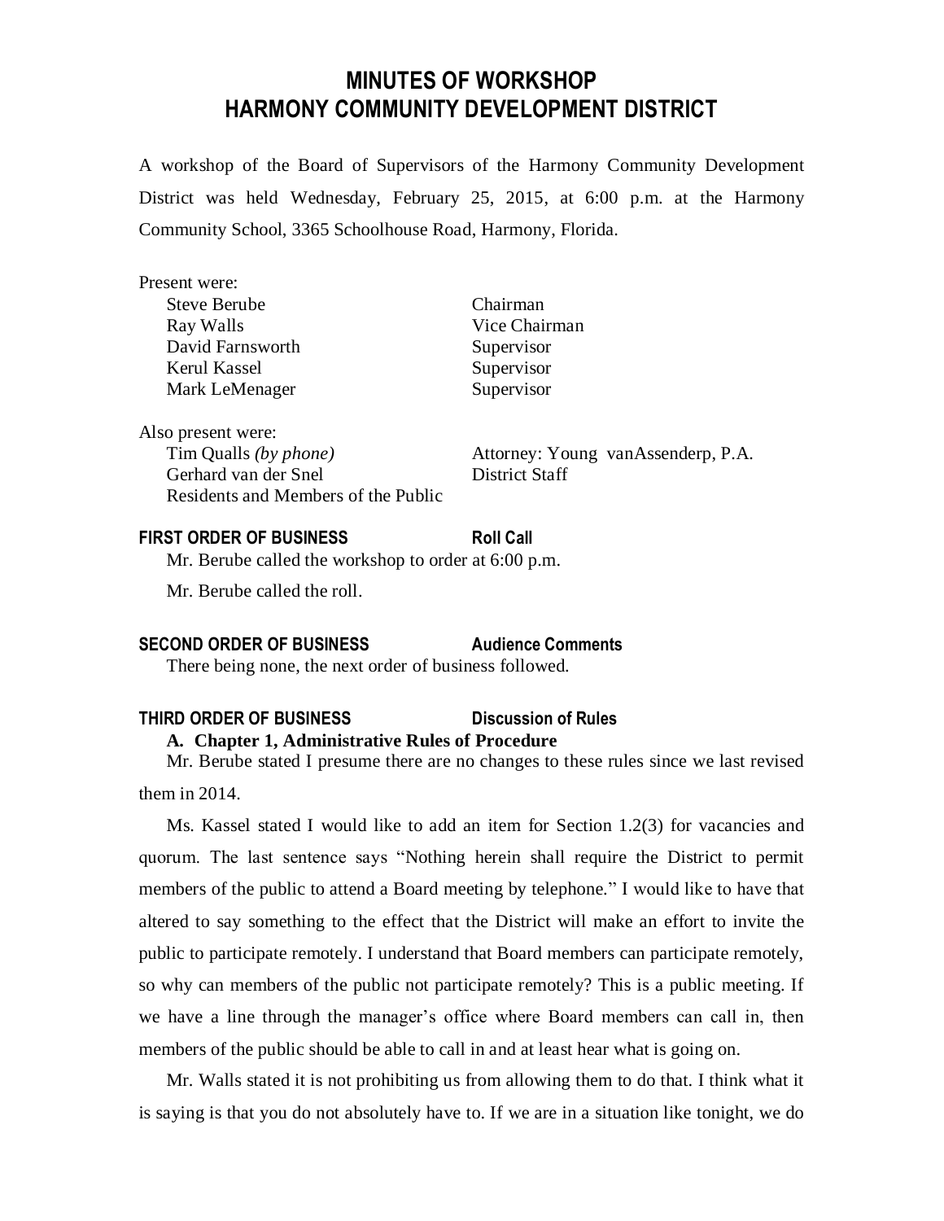# MINUTES OF WORKSHOP
# HARMONY COMMUNITY DEVELOPMENT DISTRICT

A workshop of the Board of Supervisors of the Harmony Community Development District was held Wednesday, February 25, 2015, at 6:00 p.m. at the Harmony Community School, 3365 Schoolhouse Road, Harmony, Florida.

Present were:

| | |
|---|---|
| Steve Berube | Chairman |
| Ray Walls | Vice Chairman |
| David Farnsworth | Supervisor |
| Kerul Kassel | Supervisor |
| Mark LeMenager | Supervisor |

Also present were:

| | |
|---|---|
| Tim Qualls *(by phone)* | Attorney: Young vanAssenderp, P.A. |
| Gerhard van der Snel | District Staff |
| Residents and Members of the Public | |

**FIRST ORDER OF BUSINESS** **Roll Call**

Mr. Berube called the workshop to order at 6:00 p.m.

Mr. Berube called the roll.

**SECOND ORDER OF BUSINESS** **Audience Comments**

There being none, the next order of business followed.

**THIRD ORDER OF BUSINESS** **Discussion of Rules**

**A. Chapter 1, Administrative Rules of Procedure**

Mr. Berube stated I presume there are no changes to these rules since we last revised them in 2014.

Ms. Kassel stated I would like to add an item for Section 1.2(3) for vacancies and quorum. The last sentence says "Nothing herein shall require the District to permit members of the public to attend a Board meeting by telephone." I would like to have that altered to say something to the effect that the District will make an effort to invite the public to participate remotely. I understand that Board members can participate remotely, so why can members of the public not participate remotely? This is a public meeting. If we have a line through the manager's office where Board members can call in, then members of the public should be able to call in and at least hear what is going on.

Mr. Walls stated it is not prohibiting us from allowing them to do that. I think what it is saying is that you do not absolutely have to. If we are in a situation like tonight, we do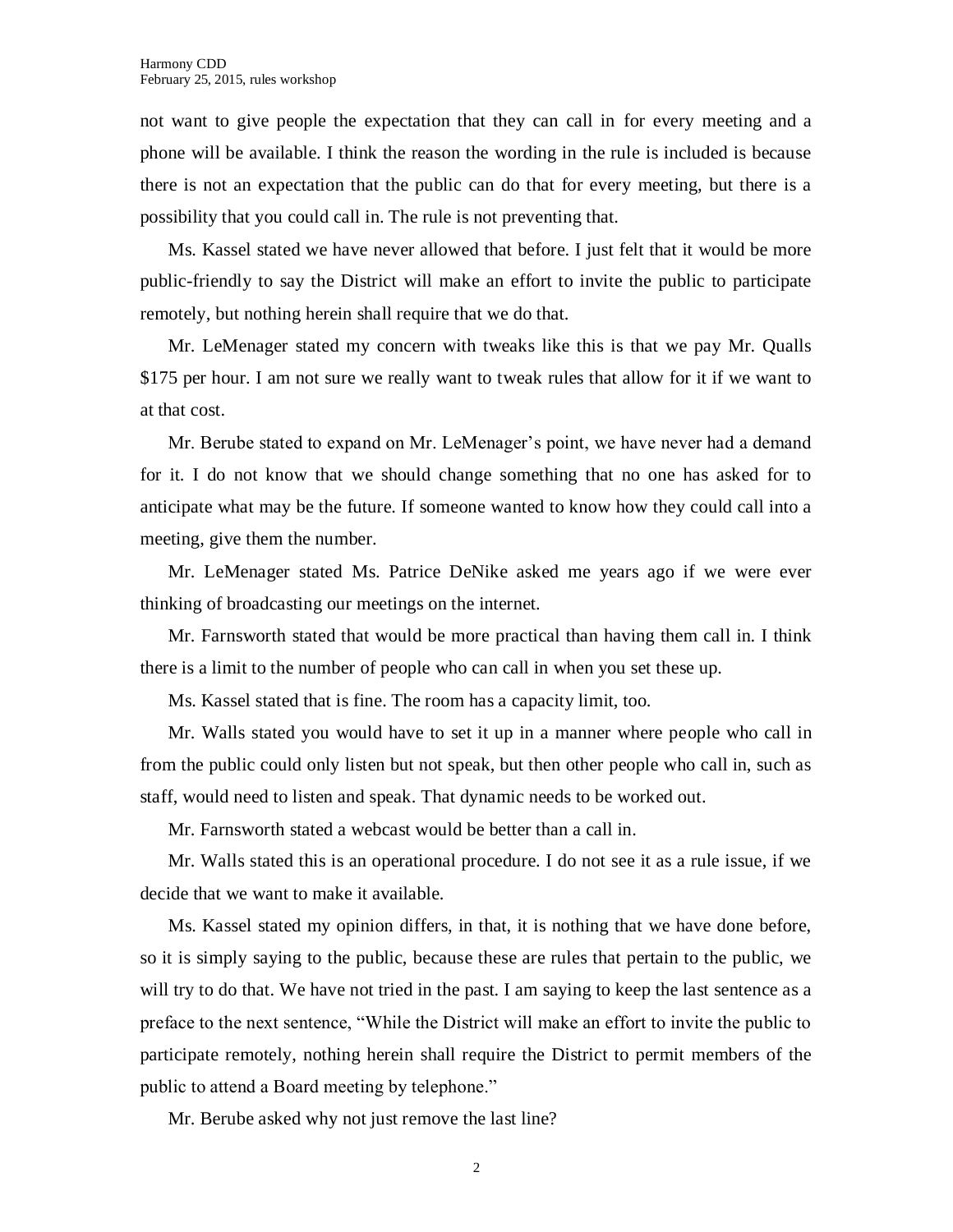not want to give people the expectation that they can call in for every meeting and a phone will be available. I think the reason the wording in the rule is included is because there is not an expectation that the public can do that for every meeting, but there is a possibility that you could call in. The rule is not preventing that.

Ms. Kassel stated we have never allowed that before. I just felt that it would be more public-friendly to say the District will make an effort to invite the public to participate remotely, but nothing herein shall require that we do that.

Mr. LeMenager stated my concern with tweaks like this is that we pay Mr. Qualls $175 per hour. I am not sure we really want to tweak rules that allow for it if we want to at that cost.

Mr. Berube stated to expand on Mr. LeMenager's point, we have never had a demand for it. I do not know that we should change something that no one has asked for to anticipate what may be the future. If someone wanted to know how they could call into a meeting, give them the number.

Mr. LeMenager stated Ms. Patrice DeNike asked me years ago if we were ever thinking of broadcasting our meetings on the internet.

Mr. Farnsworth stated that would be more practical than having them call in. I think there is a limit to the number of people who can call in when you set these up.

Ms. Kassel stated that is fine. The room has a capacity limit, too.

Mr. Walls stated you would have to set it up in a manner where people who call in from the public could only listen but not speak, but then other people who call in, such as staff, would need to listen and speak. That dynamic needs to be worked out.

Mr. Farnsworth stated a webcast would be better than a call in.

Mr. Walls stated this is an operational procedure. I do not see it as a rule issue, if we decide that we want to make it available.

Ms. Kassel stated my opinion differs, in that, it is nothing that we have done before, so it is simply saying to the public, because these are rules that pertain to the public, we will try to do that. We have not tried in the past. I am saying to keep the last sentence as a preface to the next sentence, "While the District will make an effort to invite the public to participate remotely, nothing herein shall require the District to permit members of the public to attend a Board meeting by telephone."

Mr. Berube asked why not just remove the last line?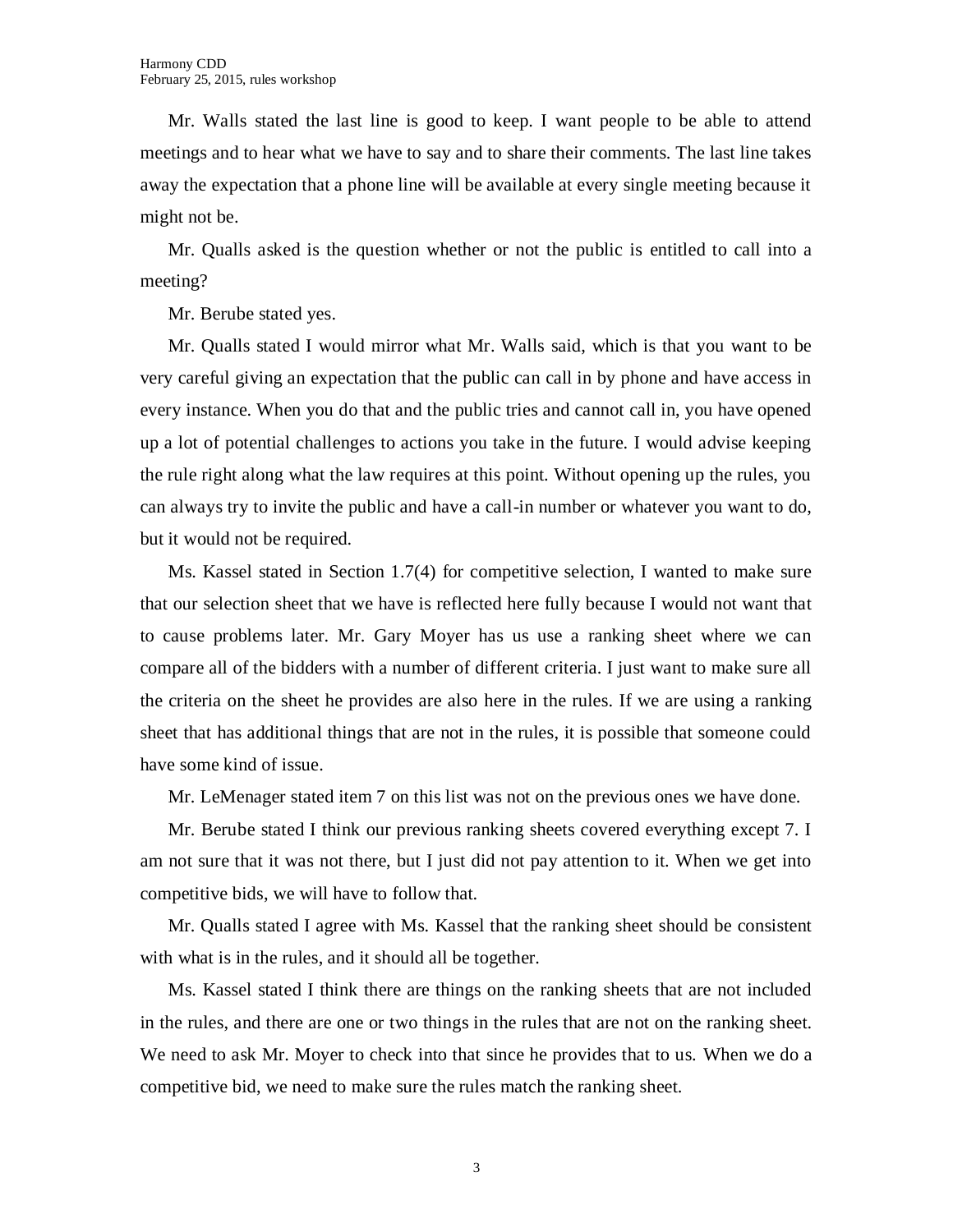Mr. Walls stated the last line is good to keep. I want people to be able to attend meetings and to hear what we have to say and to share their comments. The last line takes away the expectation that a phone line will be available at every single meeting because it might not be.

Mr. Qualls asked is the question whether or not the public is entitled to call into a meeting?

Mr. Berube stated yes.

Mr. Qualls stated I would mirror what Mr. Walls said, which is that you want to be very careful giving an expectation that the public can call in by phone and have access in every instance. When you do that and the public tries and cannot call in, you have opened up a lot of potential challenges to actions you take in the future. I would advise keeping the rule right along what the law requires at this point. Without opening up the rules, you can always try to invite the public and have a call-in number or whatever you want to do, but it would not be required.

Ms. Kassel stated in Section 1.7(4) for competitive selection, I wanted to make sure that our selection sheet that we have is reflected here fully because I would not want that to cause problems later. Mr. Gary Moyer has us use a ranking sheet where we can compare all of the bidders with a number of different criteria. I just want to make sure all the criteria on the sheet he provides are also here in the rules. If we are using a ranking sheet that has additional things that are not in the rules, it is possible that someone could have some kind of issue.

Mr. LeMenager stated item 7 on this list was not on the previous ones we have done.

Mr. Berube stated I think our previous ranking sheets covered everything except 7. I am not sure that it was not there, but I just did not pay attention to it. When we get into competitive bids, we will have to follow that.

Mr. Qualls stated I agree with Ms. Kassel that the ranking sheet should be consistent with what is in the rules, and it should all be together.

Ms. Kassel stated I think there are things on the ranking sheets that are not included in the rules, and there are one or two things in the rules that are not on the ranking sheet. We need to ask Mr. Moyer to check into that since he provides that to us. When we do a competitive bid, we need to make sure the rules match the ranking sheet.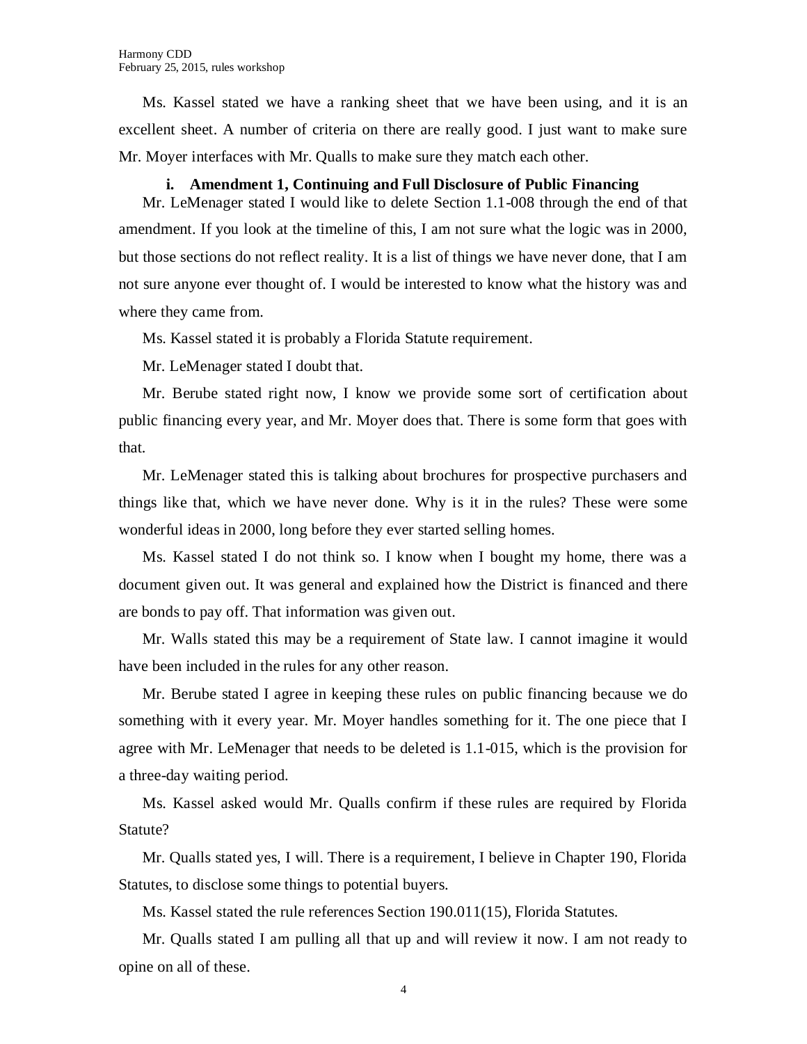Ms. Kassel stated we have a ranking sheet that we have been using, and it is an excellent sheet. A number of criteria on there are really good. I just want to make sure Mr. Moyer interfaces with Mr. Qualls to make sure they match each other.

**i. Amendment 1, Continuing and Full Disclosure of Public Financing**

Mr. LeMenager stated I would like to delete Section 1.1-008 through the end of that amendment. If you look at the timeline of this, I am not sure what the logic was in 2000, but those sections do not reflect reality. It is a list of things we have never done, that I am not sure anyone ever thought of. I would be interested to know what the history was and where they came from.

Ms. Kassel stated it is probably a Florida Statute requirement.

Mr. LeMenager stated I doubt that.

Mr. Berube stated right now, I know we provide some sort of certification about public financing every year, and Mr. Moyer does that. There is some form that goes with that.

Mr. LeMenager stated this is talking about brochures for prospective purchasers and things like that, which we have never done. Why is it in the rules? These were some wonderful ideas in 2000, long before they ever started selling homes.

Ms. Kassel stated I do not think so. I know when I bought my home, there was a document given out. It was general and explained how the District is financed and there are bonds to pay off. That information was given out.

Mr. Walls stated this may be a requirement of State law. I cannot imagine it would have been included in the rules for any other reason.

Mr. Berube stated I agree in keeping these rules on public financing because we do something with it every year. Mr. Moyer handles something for it. The one piece that I agree with Mr. LeMenager that needs to be deleted is 1.1-015, which is the provision for a three-day waiting period.

Ms. Kassel asked would Mr. Qualls confirm if these rules are required by Florida Statute?

Mr. Qualls stated yes, I will. There is a requirement, I believe in Chapter 190, Florida Statutes, to disclose some things to potential buyers.

Ms. Kassel stated the rule references Section 190.011(15), Florida Statutes.

Mr. Qualls stated I am pulling all that up and will review it now. I am not ready to opine on all of these.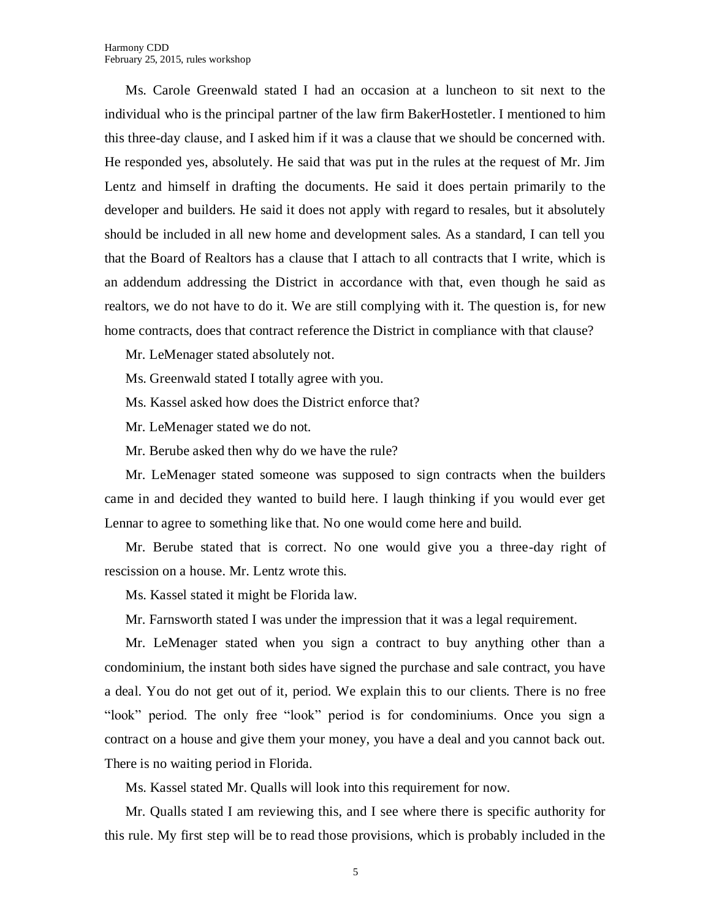Ms. Carole Greenwald stated I had an occasion at a luncheon to sit next to the individual who is the principal partner of the law firm BakerHostetler. I mentioned to him this three-day clause, and I asked him if it was a clause that we should be concerned with. He responded yes, absolutely. He said that was put in the rules at the request of Mr. Jim Lentz and himself in drafting the documents. He said it does pertain primarily to the developer and builders. He said it does not apply with regard to resales, but it absolutely should be included in all new home and development sales. As a standard, I can tell you that the Board of Realtors has a clause that I attach to all contracts that I write, which is an addendum addressing the District in accordance with that, even though he said as realtors, we do not have to do it. We are still complying with it. The question is, for new home contracts, does that contract reference the District in compliance with that clause?

Mr. LeMenager stated absolutely not.

Ms. Greenwald stated I totally agree with you.

Ms. Kassel asked how does the District enforce that?

Mr. LeMenager stated we do not.

Mr. Berube asked then why do we have the rule?

Mr. LeMenager stated someone was supposed to sign contracts when the builders came in and decided they wanted to build here. I laugh thinking if you would ever get Lennar to agree to something like that. No one would come here and build.

Mr. Berube stated that is correct. No one would give you a three-day right of rescission on a house. Mr. Lentz wrote this.

Ms. Kassel stated it might be Florida law.

Mr. Farnsworth stated I was under the impression that it was a legal requirement.

Mr. LeMenager stated when you sign a contract to buy anything other than a condominium, the instant both sides have signed the purchase and sale contract, you have a deal. You do not get out of it, period. We explain this to our clients. There is no free "look" period. The only free "look" period is for condominiums. Once you sign a contract on a house and give them your money, you have a deal and you cannot back out. There is no waiting period in Florida.

Ms. Kassel stated Mr. Qualls will look into this requirement for now.

Mr. Qualls stated I am reviewing this, and I see where there is specific authority for this rule. My first step will be to read those provisions, which is probably included in the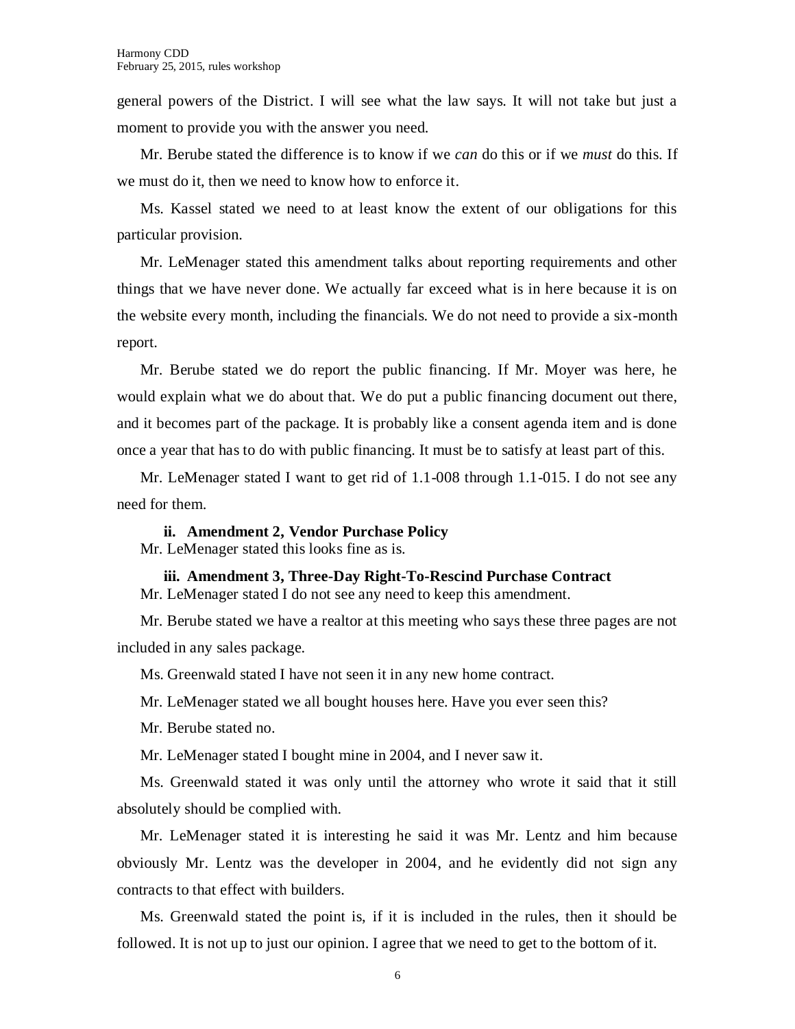general powers of the District. I will see what the law says. It will not take but just a moment to provide you with the answer you need.

Mr. Berube stated the difference is to know if we *can* do this or if we *must* do this. If we must do it, then we need to know how to enforce it.

Ms. Kassel stated we need to at least know the extent of our obligations for this particular provision.

Mr. LeMenager stated this amendment talks about reporting requirements and other things that we have never done. We actually far exceed what is in here because it is on the website every month, including the financials. We do not need to provide a six-month report.

Mr. Berube stated we do report the public financing. If Mr. Moyer was here, he would explain what we do about that. We do put a public financing document out there, and it becomes part of the package. It is probably like a consent agenda item and is done once a year that has to do with public financing. It must be to satisfy at least part of this.

Mr. LeMenager stated I want to get rid of 1.1-008 through 1.1-015. I do not see any need for them.

**ii. Amendment 2, Vendor Purchase Policy**

Mr. LeMenager stated this looks fine as is.

**iii. Amendment 3, Three-Day Right-To-Rescind Purchase Contract**

Mr. LeMenager stated I do not see any need to keep this amendment.

Mr. Berube stated we have a realtor at this meeting who says these three pages are not included in any sales package.

Ms. Greenwald stated I have not seen it in any new home contract.

Mr. LeMenager stated we all bought houses here. Have you ever seen this?

Mr. Berube stated no.

Mr. LeMenager stated I bought mine in 2004, and I never saw it.

Ms. Greenwald stated it was only until the attorney who wrote it said that it still absolutely should be complied with.

Mr. LeMenager stated it is interesting he said it was Mr. Lentz and him because obviously Mr. Lentz was the developer in 2004, and he evidently did not sign any contracts to that effect with builders.

Ms. Greenwald stated the point is, if it is included in the rules, then it should be followed. It is not up to just our opinion. I agree that we need to get to the bottom of it.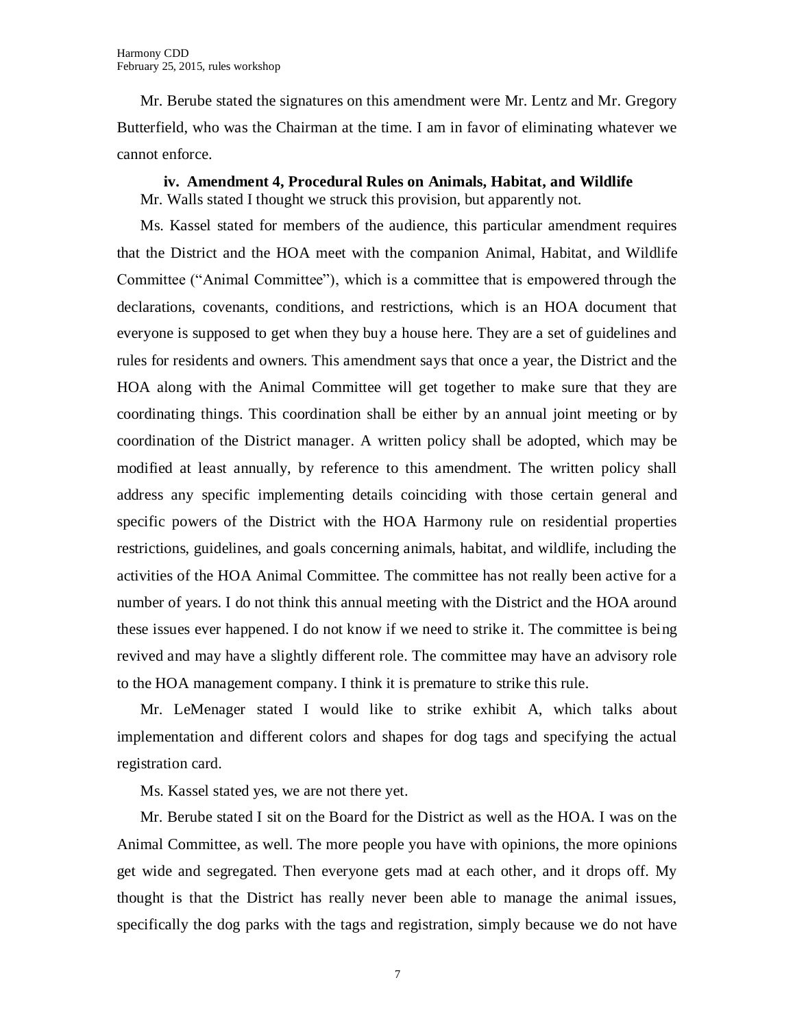Mr. Berube stated the signatures on this amendment were Mr. Lentz and Mr. Gregory Butterfield, who was the Chairman at the time. I am in favor of eliminating whatever we cannot enforce.

**iv. Amendment 4, Procedural Rules on Animals, Habitat, and Wildlife**

Mr. Walls stated I thought we struck this provision, but apparently not.

Ms. Kassel stated for members of the audience, this particular amendment requires that the District and the HOA meet with the companion Animal, Habitat, and Wildlife Committee ("Animal Committee"), which is a committee that is empowered through the declarations, covenants, conditions, and restrictions, which is an HOA document that everyone is supposed to get when they buy a house here. They are a set of guidelines and rules for residents and owners. This amendment says that once a year, the District and the HOA along with the Animal Committee will get together to make sure that they are coordinating things. This coordination shall be either by an annual joint meeting or by coordination of the District manager. A written policy shall be adopted, which may be modified at least annually, by reference to this amendment. The written policy shall address any specific implementing details coinciding with those certain general and specific powers of the District with the HOA Harmony rule on residential properties restrictions, guidelines, and goals concerning animals, habitat, and wildlife, including the activities of the HOA Animal Committee. The committee has not really been active for a number of years. I do not think this annual meeting with the District and the HOA around these issues ever happened. I do not know if we need to strike it. The committee is being revived and may have a slightly different role. The committee may have an advisory role to the HOA management company. I think it is premature to strike this rule.

Mr. LeMenager stated I would like to strike exhibit A, which talks about implementation and different colors and shapes for dog tags and specifying the actual registration card.

Ms. Kassel stated yes, we are not there yet.

Mr. Berube stated I sit on the Board for the District as well as the HOA. I was on the Animal Committee, as well. The more people you have with opinions, the more opinions get wide and segregated. Then everyone gets mad at each other, and it drops off. My thought is that the District has really never been able to manage the animal issues, specifically the dog parks with the tags and registration, simply because we do not have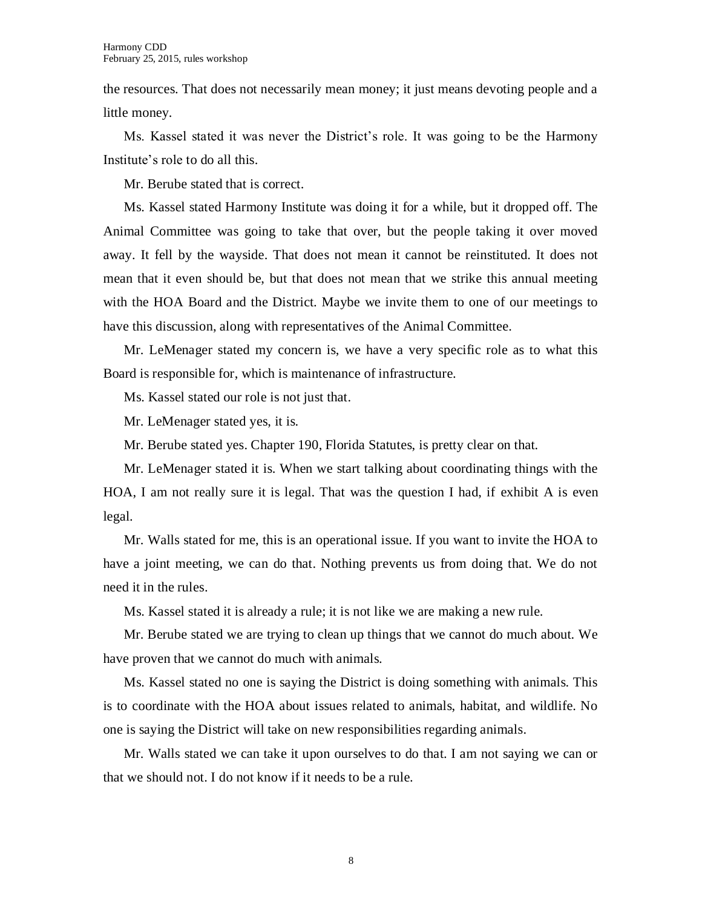the resources. That does not necessarily mean money; it just means devoting people and a little money.

Ms. Kassel stated it was never the District's role. It was going to be the Harmony Institute's role to do all this.

Mr. Berube stated that is correct.

Ms. Kassel stated Harmony Institute was doing it for a while, but it dropped off. The Animal Committee was going to take that over, but the people taking it over moved away. It fell by the wayside. That does not mean it cannot be reinstituted. It does not mean that it even should be, but that does not mean that we strike this annual meeting with the HOA Board and the District. Maybe we invite them to one of our meetings to have this discussion, along with representatives of the Animal Committee.

Mr. LeMenager stated my concern is, we have a very specific role as to what this Board is responsible for, which is maintenance of infrastructure.

Ms. Kassel stated our role is not just that.

Mr. LeMenager stated yes, it is.

Mr. Berube stated yes. Chapter 190, Florida Statutes, is pretty clear on that.

Mr. LeMenager stated it is. When we start talking about coordinating things with the HOA, I am not really sure it is legal. That was the question I had, if exhibit A is even legal.

Mr. Walls stated for me, this is an operational issue. If you want to invite the HOA to have a joint meeting, we can do that. Nothing prevents us from doing that. We do not need it in the rules.

Ms. Kassel stated it is already a rule; it is not like we are making a new rule.

Mr. Berube stated we are trying to clean up things that we cannot do much about. We have proven that we cannot do much with animals.

Ms. Kassel stated no one is saying the District is doing something with animals. This is to coordinate with the HOA about issues related to animals, habitat, and wildlife. No one is saying the District will take on new responsibilities regarding animals.

Mr. Walls stated we can take it upon ourselves to do that. I am not saying we can or that we should not. I do not know if it needs to be a rule.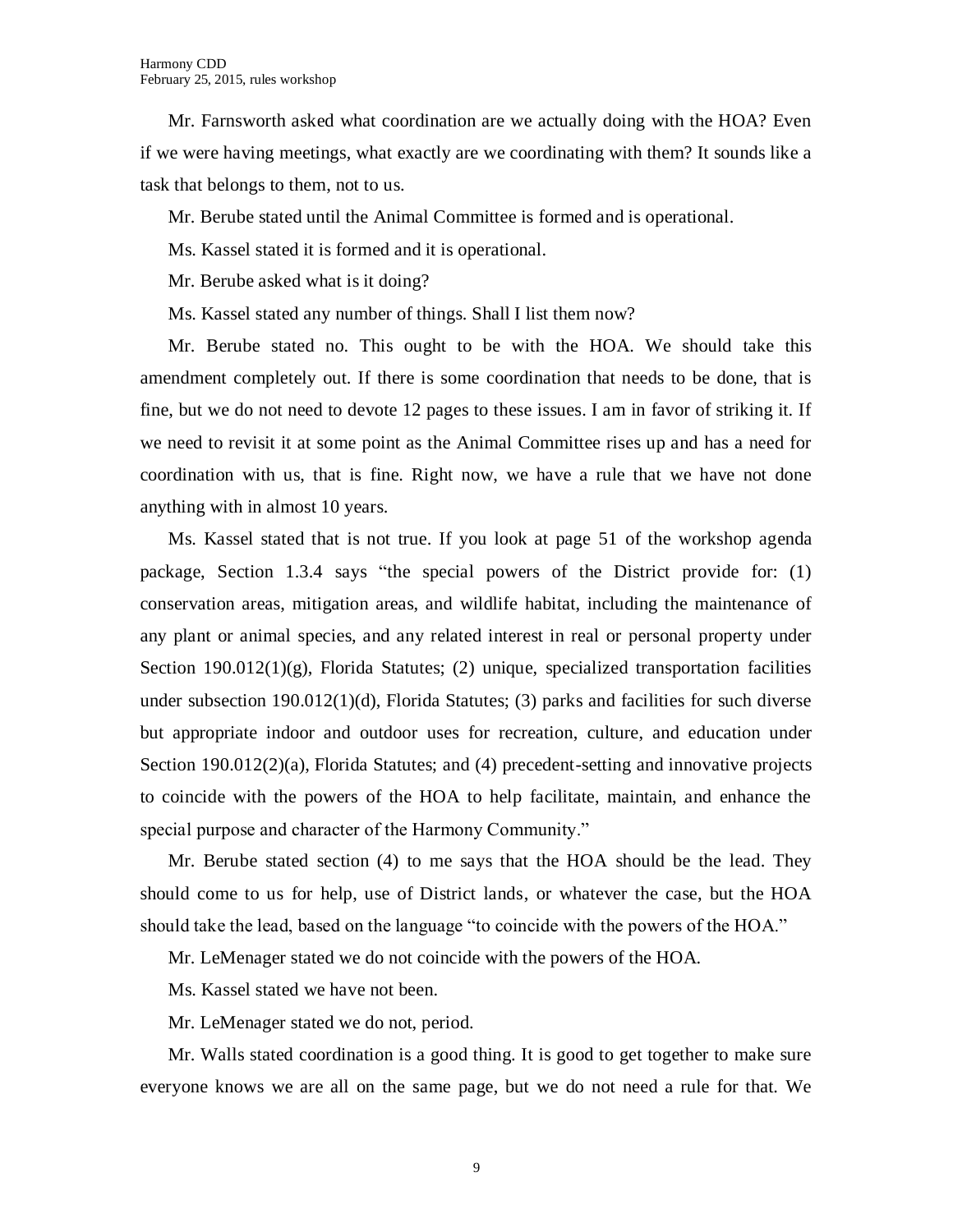Mr. Farnsworth asked what coordination are we actually doing with the HOA? Even if we were having meetings, what exactly are we coordinating with them? It sounds like a task that belongs to them, not to us.

Mr. Berube stated until the Animal Committee is formed and is operational.

Ms. Kassel stated it is formed and it is operational.

Mr. Berube asked what is it doing?

Ms. Kassel stated any number of things. Shall I list them now?

Mr. Berube stated no. This ought to be with the HOA. We should take this amendment completely out. If there is some coordination that needs to be done, that is fine, but we do not need to devote 12 pages to these issues. I am in favor of striking it. If we need to revisit it at some point as the Animal Committee rises up and has a need for coordination with us, that is fine. Right now, we have a rule that we have not done anything with in almost 10 years.

Ms. Kassel stated that is not true. If you look at page 51 of the workshop agenda package, Section 1.3.4 says "the special powers of the District provide for: (1) conservation areas, mitigation areas, and wildlife habitat, including the maintenance of any plant or animal species, and any related interest in real or personal property under Section 190.012(1)(g), Florida Statutes; (2) unique, specialized transportation facilities under subsection 190.012(1)(d), Florida Statutes; (3) parks and facilities for such diverse but appropriate indoor and outdoor uses for recreation, culture, and education under Section 190.012(2)(a), Florida Statutes; and (4) precedent-setting and innovative projects to coincide with the powers of the HOA to help facilitate, maintain, and enhance the special purpose and character of the Harmony Community."

Mr. Berube stated section (4) to me says that the HOA should be the lead. They should come to us for help, use of District lands, or whatever the case, but the HOA should take the lead, based on the language "to coincide with the powers of the HOA."

Mr. LeMenager stated we do not coincide with the powers of the HOA.

Ms. Kassel stated we have not been.

Mr. LeMenager stated we do not, period.

Mr. Walls stated coordination is a good thing. It is good to get together to make sure everyone knows we are all on the same page, but we do not need a rule for that. We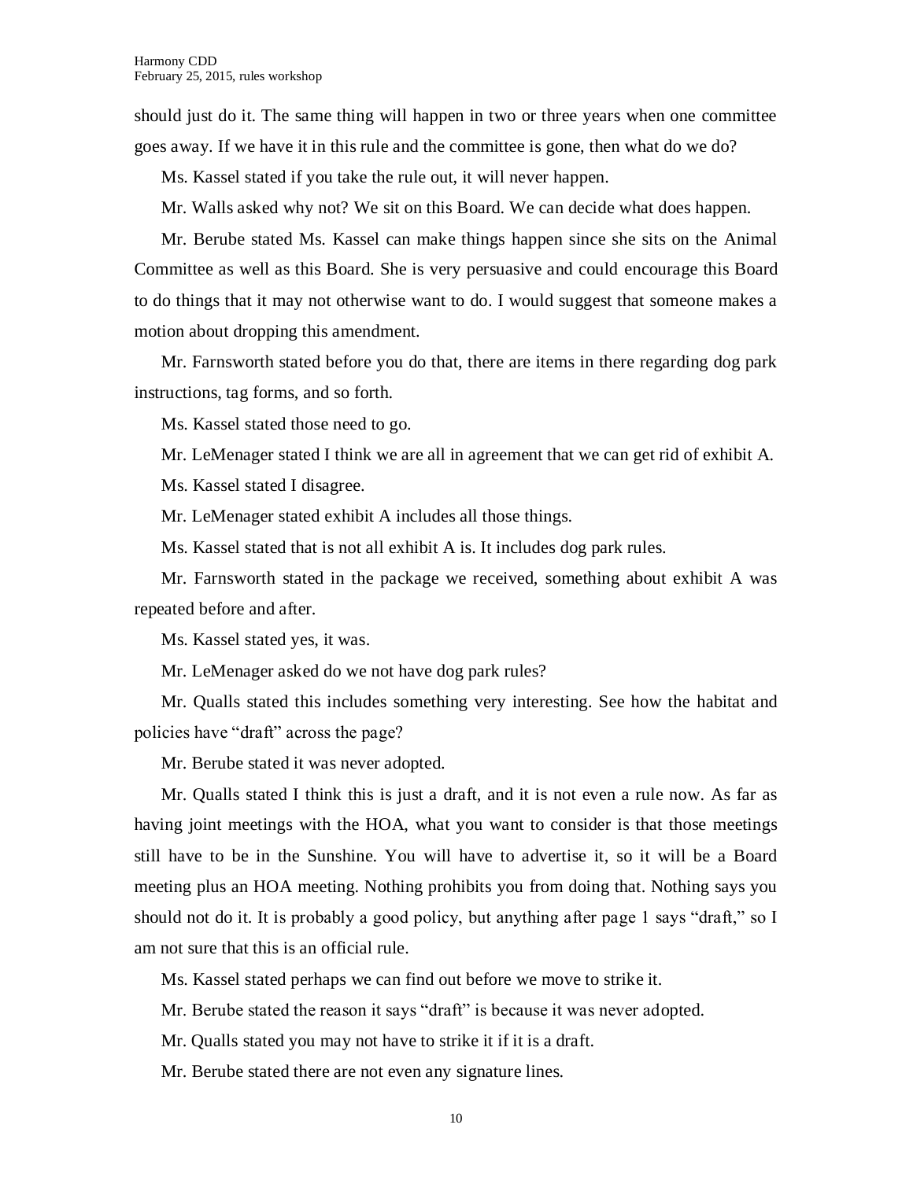should just do it. The same thing will happen in two or three years when one committee goes away. If we have it in this rule and the committee is gone, then what do we do?

Ms. Kassel stated if you take the rule out, it will never happen.

Mr. Walls asked why not? We sit on this Board. We can decide what does happen.

Mr. Berube stated Ms. Kassel can make things happen since she sits on the Animal Committee as well as this Board. She is very persuasive and could encourage this Board to do things that it may not otherwise want to do. I would suggest that someone makes a motion about dropping this amendment.

Mr. Farnsworth stated before you do that, there are items in there regarding dog park instructions, tag forms, and so forth.

Ms. Kassel stated those need to go.

Mr. LeMenager stated I think we are all in agreement that we can get rid of exhibit A.

Ms. Kassel stated I disagree.

Mr. LeMenager stated exhibit A includes all those things.

Ms. Kassel stated that is not all exhibit A is. It includes dog park rules.

Mr. Farnsworth stated in the package we received, something about exhibit A was repeated before and after.

Ms. Kassel stated yes, it was.

Mr. LeMenager asked do we not have dog park rules?

Mr. Qualls stated this includes something very interesting. See how the habitat and policies have "draft" across the page?

Mr. Berube stated it was never adopted.

Mr. Qualls stated I think this is just a draft, and it is not even a rule now. As far as having joint meetings with the HOA, what you want to consider is that those meetings still have to be in the Sunshine. You will have to advertise it, so it will be a Board meeting plus an HOA meeting. Nothing prohibits you from doing that. Nothing says you should not do it. It is probably a good policy, but anything after page 1 says "draft," so I am not sure that this is an official rule.

Ms. Kassel stated perhaps we can find out before we move to strike it.

Mr. Berube stated the reason it says "draft" is because it was never adopted.

Mr. Qualls stated you may not have to strike it if it is a draft.

Mr. Berube stated there are not even any signature lines.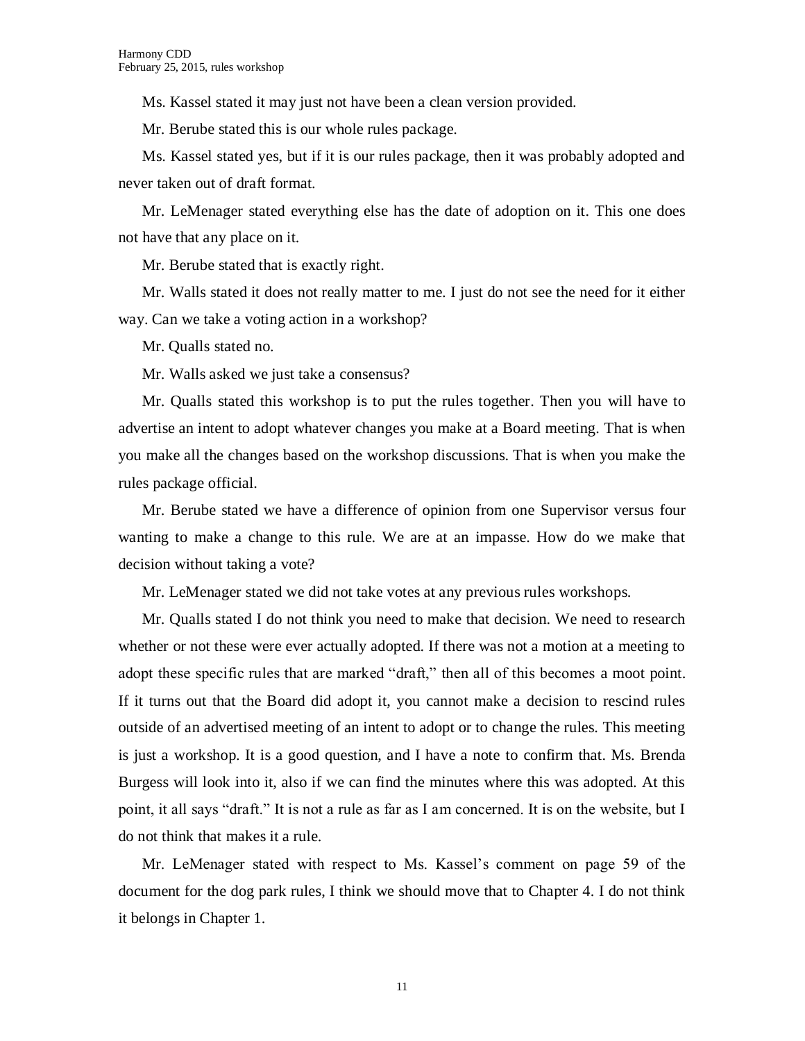Ms. Kassel stated it may just not have been a clean version provided.

Mr. Berube stated this is our whole rules package.

Ms. Kassel stated yes, but if it is our rules package, then it was probably adopted and never taken out of draft format.

Mr. LeMenager stated everything else has the date of adoption on it. This one does not have that any place on it.

Mr. Berube stated that is exactly right.

Mr. Walls stated it does not really matter to me. I just do not see the need for it either way. Can we take a voting action in a workshop?

Mr. Qualls stated no.

Mr. Walls asked we just take a consensus?

Mr. Qualls stated this workshop is to put the rules together. Then you will have to advertise an intent to adopt whatever changes you make at a Board meeting. That is when you make all the changes based on the workshop discussions. That is when you make the rules package official.

Mr. Berube stated we have a difference of opinion from one Supervisor versus four wanting to make a change to this rule. We are at an impasse. How do we make that decision without taking a vote?

Mr. LeMenager stated we did not take votes at any previous rules workshops.

Mr. Qualls stated I do not think you need to make that decision. We need to research whether or not these were ever actually adopted. If there was not a motion at a meeting to adopt these specific rules that are marked "draft," then all of this becomes a moot point. If it turns out that the Board did adopt it, you cannot make a decision to rescind rules outside of an advertised meeting of an intent to adopt or to change the rules. This meeting is just a workshop. It is a good question, and I have a note to confirm that. Ms. Brenda Burgess will look into it, also if we can find the minutes where this was adopted. At this point, it all says "draft." It is not a rule as far as I am concerned. It is on the website, but I do not think that makes it a rule.

Mr. LeMenager stated with respect to Ms. Kassel's comment on page 59 of the document for the dog park rules, I think we should move that to Chapter 4. I do not think it belongs in Chapter 1.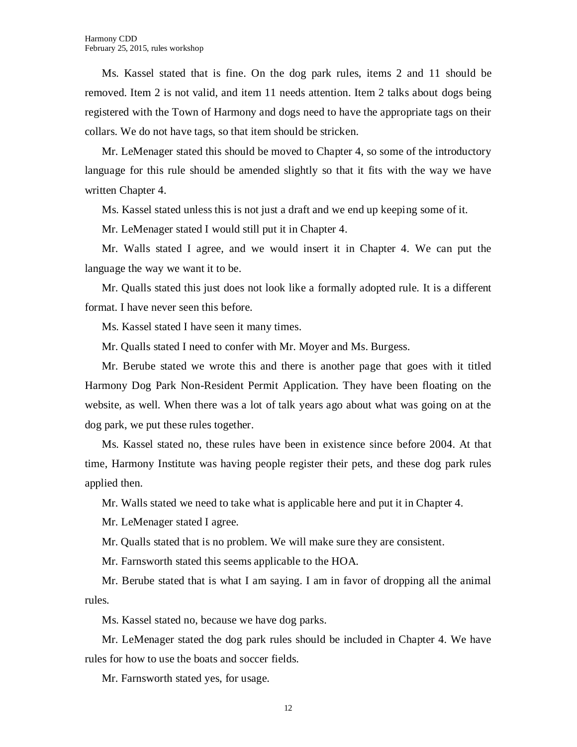Ms. Kassel stated that is fine. On the dog park rules, items 2 and 11 should be removed. Item 2 is not valid, and item 11 needs attention. Item 2 talks about dogs being registered with the Town of Harmony and dogs need to have the appropriate tags on their collars. We do not have tags, so that item should be stricken.

Mr. LeMenager stated this should be moved to Chapter 4, so some of the introductory language for this rule should be amended slightly so that it fits with the way we have written Chapter 4.

Ms. Kassel stated unless this is not just a draft and we end up keeping some of it.

Mr. LeMenager stated I would still put it in Chapter 4.

Mr. Walls stated I agree, and we would insert it in Chapter 4. We can put the language the way we want it to be.

Mr. Qualls stated this just does not look like a formally adopted rule. It is a different format. I have never seen this before.

Ms. Kassel stated I have seen it many times.

Mr. Qualls stated I need to confer with Mr. Moyer and Ms. Burgess.

Mr. Berube stated we wrote this and there is another page that goes with it titled Harmony Dog Park Non-Resident Permit Application. They have been floating on the website, as well. When there was a lot of talk years ago about what was going on at the dog park, we put these rules together.

Ms. Kassel stated no, these rules have been in existence since before 2004. At that time, Harmony Institute was having people register their pets, and these dog park rules applied then.

Mr. Walls stated we need to take what is applicable here and put it in Chapter 4.

Mr. LeMenager stated I agree.

Mr. Qualls stated that is no problem. We will make sure they are consistent.

Mr. Farnsworth stated this seems applicable to the HOA.

Mr. Berube stated that is what I am saying. I am in favor of dropping all the animal rules.

Ms. Kassel stated no, because we have dog parks.

Mr. LeMenager stated the dog park rules should be included in Chapter 4. We have rules for how to use the boats and soccer fields.

Mr. Farnsworth stated yes, for usage.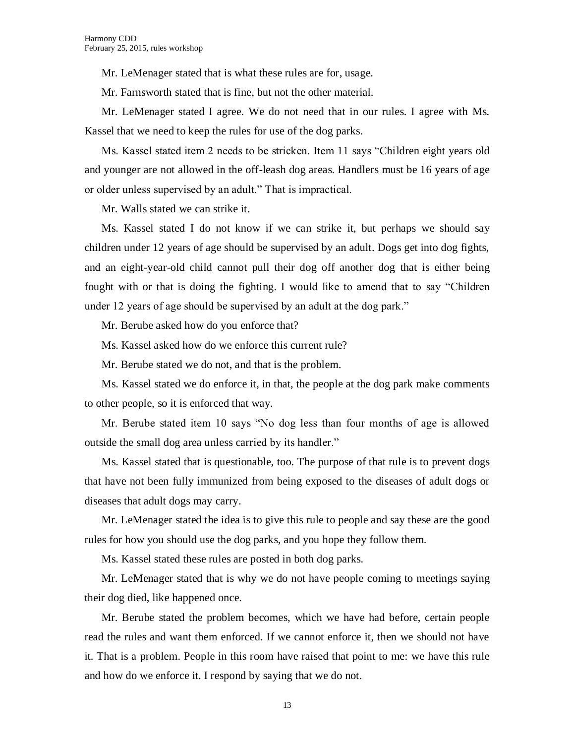Mr. LeMenager stated that is what these rules are for, usage.

Mr. Farnsworth stated that is fine, but not the other material.

Mr. LeMenager stated I agree. We do not need that in our rules. I agree with Ms. Kassel that we need to keep the rules for use of the dog parks.

Ms. Kassel stated item 2 needs to be stricken. Item 11 says "Children eight years old and younger are not allowed in the off-leash dog areas. Handlers must be 16 years of age or older unless supervised by an adult." That is impractical.

Mr. Walls stated we can strike it.

Ms. Kassel stated I do not know if we can strike it, but perhaps we should say children under 12 years of age should be supervised by an adult. Dogs get into dog fights, and an eight-year-old child cannot pull their dog off another dog that is either being fought with or that is doing the fighting. I would like to amend that to say "Children under 12 years of age should be supervised by an adult at the dog park."

Mr. Berube asked how do you enforce that?

Ms. Kassel asked how do we enforce this current rule?

Mr. Berube stated we do not, and that is the problem.

Ms. Kassel stated we do enforce it, in that, the people at the dog park make comments to other people, so it is enforced that way.

Mr. Berube stated item 10 says "No dog less than four months of age is allowed outside the small dog area unless carried by its handler."

Ms. Kassel stated that is questionable, too. The purpose of that rule is to prevent dogs that have not been fully immunized from being exposed to the diseases of adult dogs or diseases that adult dogs may carry.

Mr. LeMenager stated the idea is to give this rule to people and say these are the good rules for how you should use the dog parks, and you hope they follow them.

Ms. Kassel stated these rules are posted in both dog parks.

Mr. LeMenager stated that is why we do not have people coming to meetings saying their dog died, like happened once.

Mr. Berube stated the problem becomes, which we have had before, certain people read the rules and want them enforced. If we cannot enforce it, then we should not have it. That is a problem. People in this room have raised that point to me: we have this rule and how do we enforce it. I respond by saying that we do not.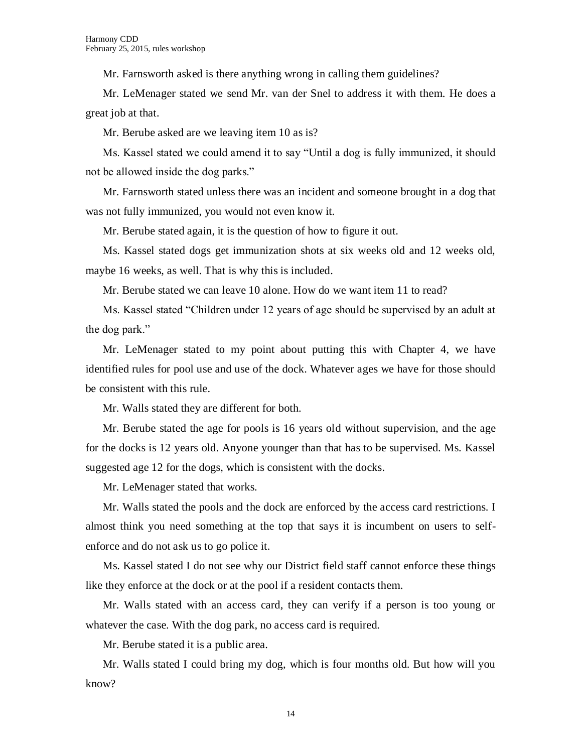Mr. Farnsworth asked is there anything wrong in calling them guidelines?

Mr. LeMenager stated we send Mr. van der Snel to address it with them. He does a great job at that.

Mr. Berube asked are we leaving item 10 as is?

Ms. Kassel stated we could amend it to say "Until a dog is fully immunized, it should not be allowed inside the dog parks."

Mr. Farnsworth stated unless there was an incident and someone brought in a dog that was not fully immunized, you would not even know it.

Mr. Berube stated again, it is the question of how to figure it out.

Ms. Kassel stated dogs get immunization shots at six weeks old and 12 weeks old, maybe 16 weeks, as well. That is why this is included.

Mr. Berube stated we can leave 10 alone. How do we want item 11 to read?

Ms. Kassel stated "Children under 12 years of age should be supervised by an adult at the dog park."

Mr. LeMenager stated to my point about putting this with Chapter 4, we have identified rules for pool use and use of the dock. Whatever ages we have for those should be consistent with this rule.

Mr. Walls stated they are different for both.

Mr. Berube stated the age for pools is 16 years old without supervision, and the age for the docks is 12 years old. Anyone younger than that has to be supervised. Ms. Kassel suggested age 12 for the dogs, which is consistent with the docks.

Mr. LeMenager stated that works.

Mr. Walls stated the pools and the dock are enforced by the access card restrictions. I almost think you need something at the top that says it is incumbent on users to self-enforce and do not ask us to go police it.

Ms. Kassel stated I do not see why our District field staff cannot enforce these things like they enforce at the dock or at the pool if a resident contacts them.

Mr. Walls stated with an access card, they can verify if a person is too young or whatever the case. With the dog park, no access card is required.

Mr. Berube stated it is a public area.

Mr. Walls stated I could bring my dog, which is four months old. But how will you know?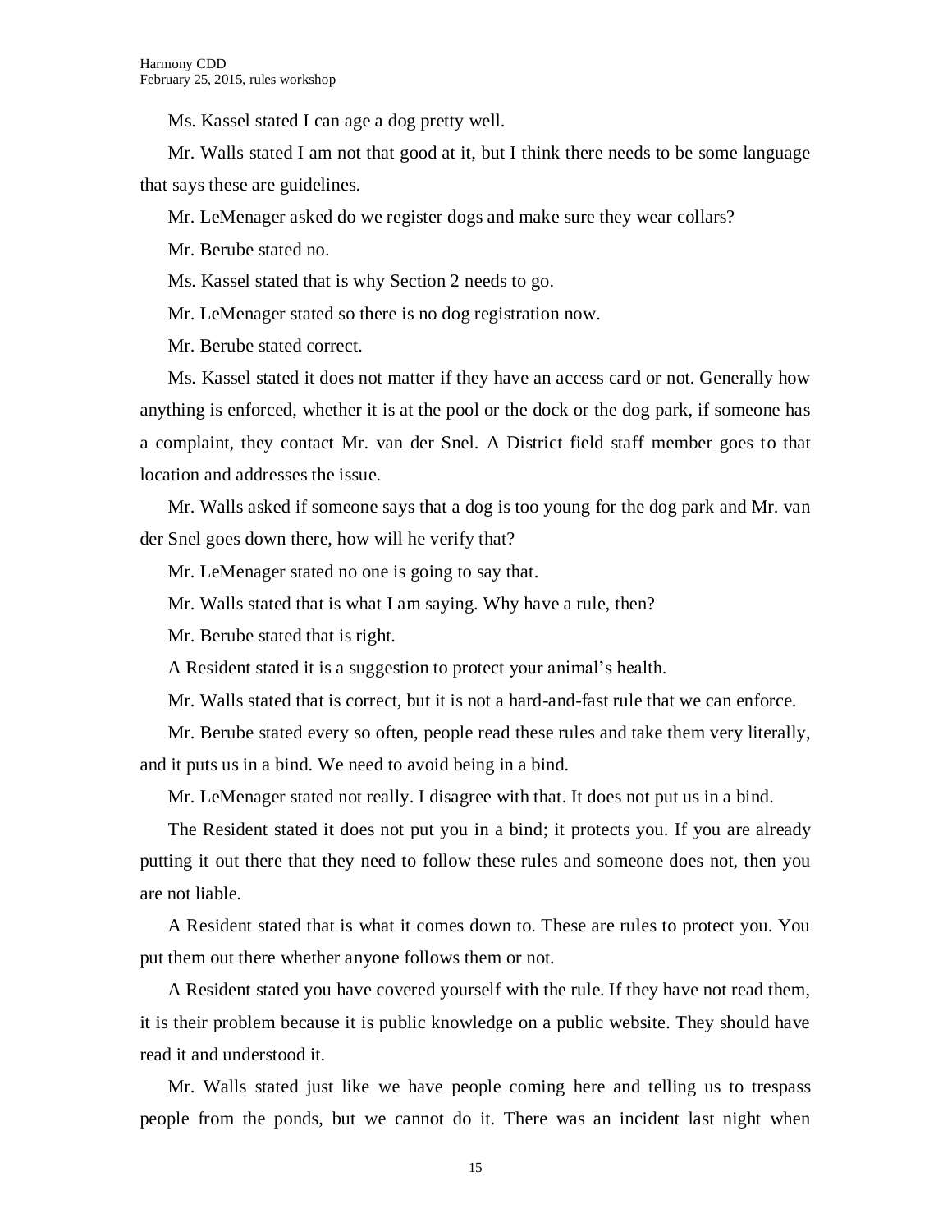Ms. Kassel stated I can age a dog pretty well.

Mr. Walls stated I am not that good at it, but I think there needs to be some language that says these are guidelines.

Mr. LeMenager asked do we register dogs and make sure they wear collars?

Mr. Berube stated no.

Ms. Kassel stated that is why Section 2 needs to go.

Mr. LeMenager stated so there is no dog registration now.

Mr. Berube stated correct.

Ms. Kassel stated it does not matter if they have an access card or not. Generally how anything is enforced, whether it is at the pool or the dock or the dog park, if someone has a complaint, they contact Mr. van der Snel. A District field staff member goes to that location and addresses the issue.

Mr. Walls asked if someone says that a dog is too young for the dog park and Mr. van der Snel goes down there, how will he verify that?

Mr. LeMenager stated no one is going to say that.

Mr. Walls stated that is what I am saying. Why have a rule, then?

Mr. Berube stated that is right.

A Resident stated it is a suggestion to protect your animal's health.

Mr. Walls stated that is correct, but it is not a hard-and-fast rule that we can enforce.

Mr. Berube stated every so often, people read these rules and take them very literally, and it puts us in a bind. We need to avoid being in a bind.

Mr. LeMenager stated not really. I disagree with that. It does not put us in a bind.

The Resident stated it does not put you in a bind; it protects you. If you are already putting it out there that they need to follow these rules and someone does not, then you are not liable.

A Resident stated that is what it comes down to. These are rules to protect you. You put them out there whether anyone follows them or not.

A Resident stated you have covered yourself with the rule. If they have not read them, it is their problem because it is public knowledge on a public website. They should have read it and understood it.

Mr. Walls stated just like we have people coming here and telling us to trespass people from the ponds, but we cannot do it. There was an incident last night when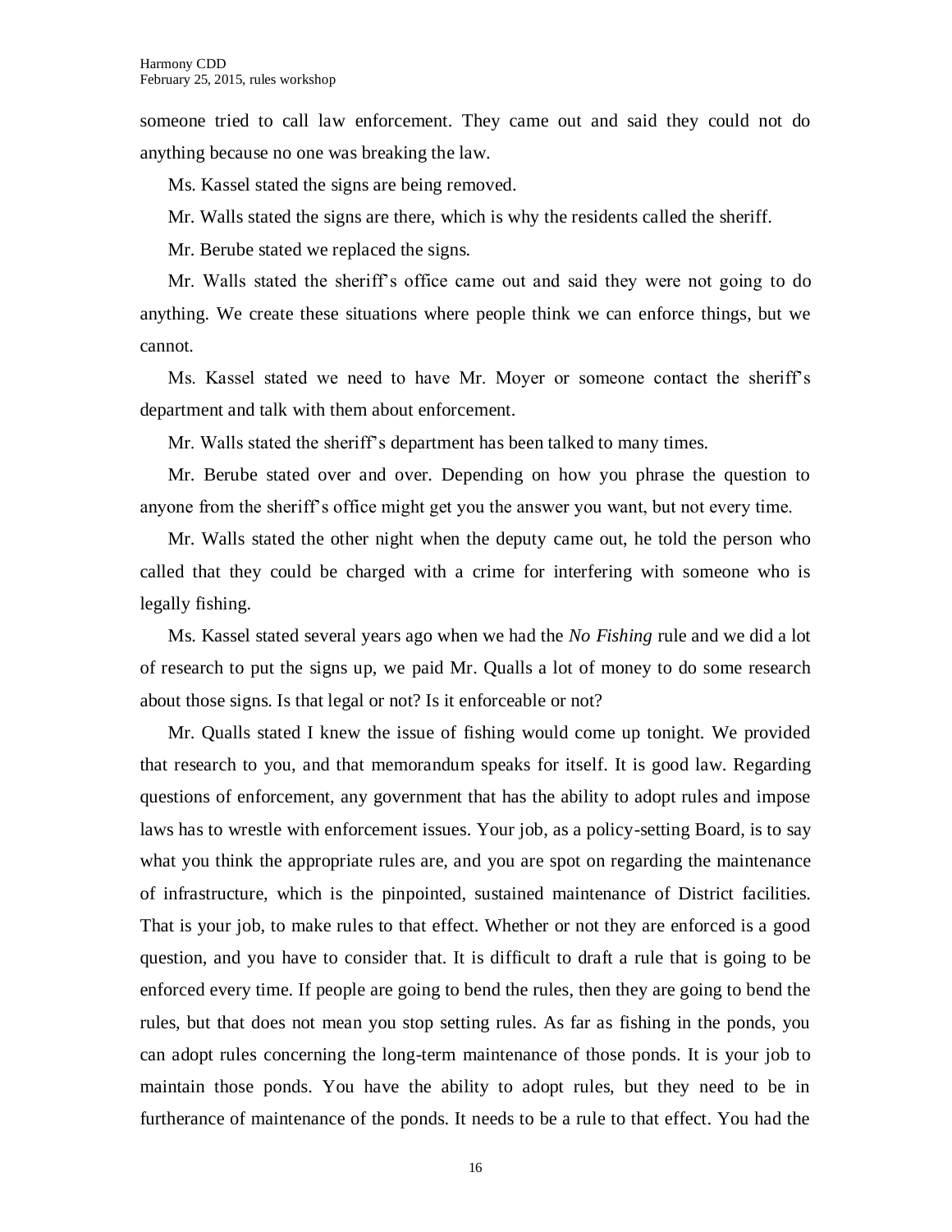someone tried to call law enforcement. They came out and said they could not do anything because no one was breaking the law.

Ms. Kassel stated the signs are being removed.

Mr. Walls stated the signs are there, which is why the residents called the sheriff.

Mr. Berube stated we replaced the signs.

Mr. Walls stated the sheriff's office came out and said they were not going to do anything. We create these situations where people think we can enforce things, but we cannot.

Ms. Kassel stated we need to have Mr. Moyer or someone contact the sheriff's department and talk with them about enforcement.

Mr. Walls stated the sheriff's department has been talked to many times.

Mr. Berube stated over and over. Depending on how you phrase the question to anyone from the sheriff's office might get you the answer you want, but not every time.

Mr. Walls stated the other night when the deputy came out, he told the person who called that they could be charged with a crime for interfering with someone who is legally fishing.

Ms. Kassel stated several years ago when we had the *No Fishing* rule and we did a lot of research to put the signs up, we paid Mr. Qualls a lot of money to do some research about those signs. Is that legal or not? Is it enforceable or not?

Mr. Qualls stated I knew the issue of fishing would come up tonight. We provided that research to you, and that memorandum speaks for itself. It is good law. Regarding questions of enforcement, any government that has the ability to adopt rules and impose laws has to wrestle with enforcement issues. Your job, as a policy-setting Board, is to say what you think the appropriate rules are, and you are spot on regarding the maintenance of infrastructure, which is the pinpointed, sustained maintenance of District facilities. That is your job, to make rules to that effect. Whether or not they are enforced is a good question, and you have to consider that. It is difficult to draft a rule that is going to be enforced every time. If people are going to bend the rules, then they are going to bend the rules, but that does not mean you stop setting rules. As far as fishing in the ponds, you can adopt rules concerning the long-term maintenance of those ponds. It is your job to maintain those ponds. You have the ability to adopt rules, but they need to be in furtherance of maintenance of the ponds. It needs to be a rule to that effect. You had the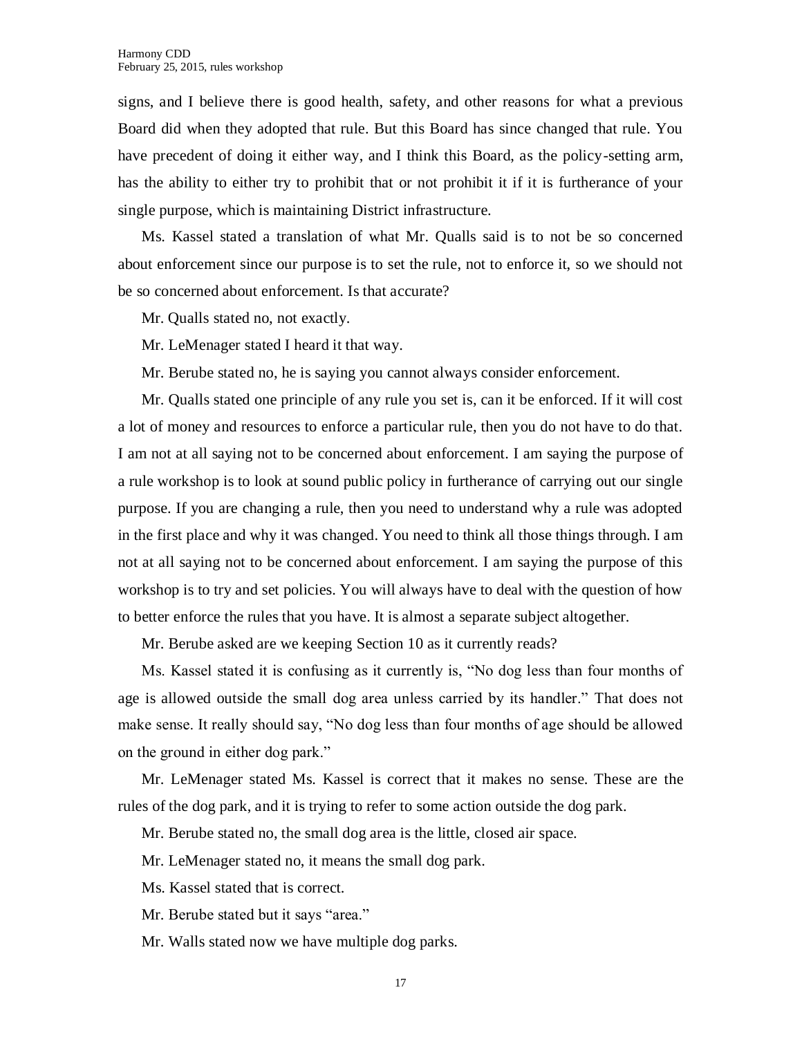signs, and I believe there is good health, safety, and other reasons for what a previous Board did when they adopted that rule. But this Board has since changed that rule. You have precedent of doing it either way, and I think this Board, as the policy-setting arm, has the ability to either try to prohibit that or not prohibit it if it is furtherance of your single purpose, which is maintaining District infrastructure.

Ms. Kassel stated a translation of what Mr. Qualls said is to not be so concerned about enforcement since our purpose is to set the rule, not to enforce it, so we should not be so concerned about enforcement. Is that accurate?

Mr. Qualls stated no, not exactly.

Mr. LeMenager stated I heard it that way.

Mr. Berube stated no, he is saying you cannot always consider enforcement.

Mr. Qualls stated one principle of any rule you set is, can it be enforced. If it will cost a lot of money and resources to enforce a particular rule, then you do not have to do that. I am not at all saying not to be concerned about enforcement. I am saying the purpose of a rule workshop is to look at sound public policy in furtherance of carrying out our single purpose. If you are changing a rule, then you need to understand why a rule was adopted in the first place and why it was changed. You need to think all those things through. I am not at all saying not to be concerned about enforcement. I am saying the purpose of this workshop is to try and set policies. You will always have to deal with the question of how to better enforce the rules that you have. It is almost a separate subject altogether.

Mr. Berube asked are we keeping Section 10 as it currently reads?

Ms. Kassel stated it is confusing as it currently is, "No dog less than four months of age is allowed outside the small dog area unless carried by its handler." That does not make sense. It really should say, "No dog less than four months of age should be allowed on the ground in either dog park."

Mr. LeMenager stated Ms. Kassel is correct that it makes no sense. These are the rules of the dog park, and it is trying to refer to some action outside the dog park.

Mr. Berube stated no, the small dog area is the little, closed air space.

Mr. LeMenager stated no, it means the small dog park.

Ms. Kassel stated that is correct.

Mr. Berube stated but it says "area."

Mr. Walls stated now we have multiple dog parks.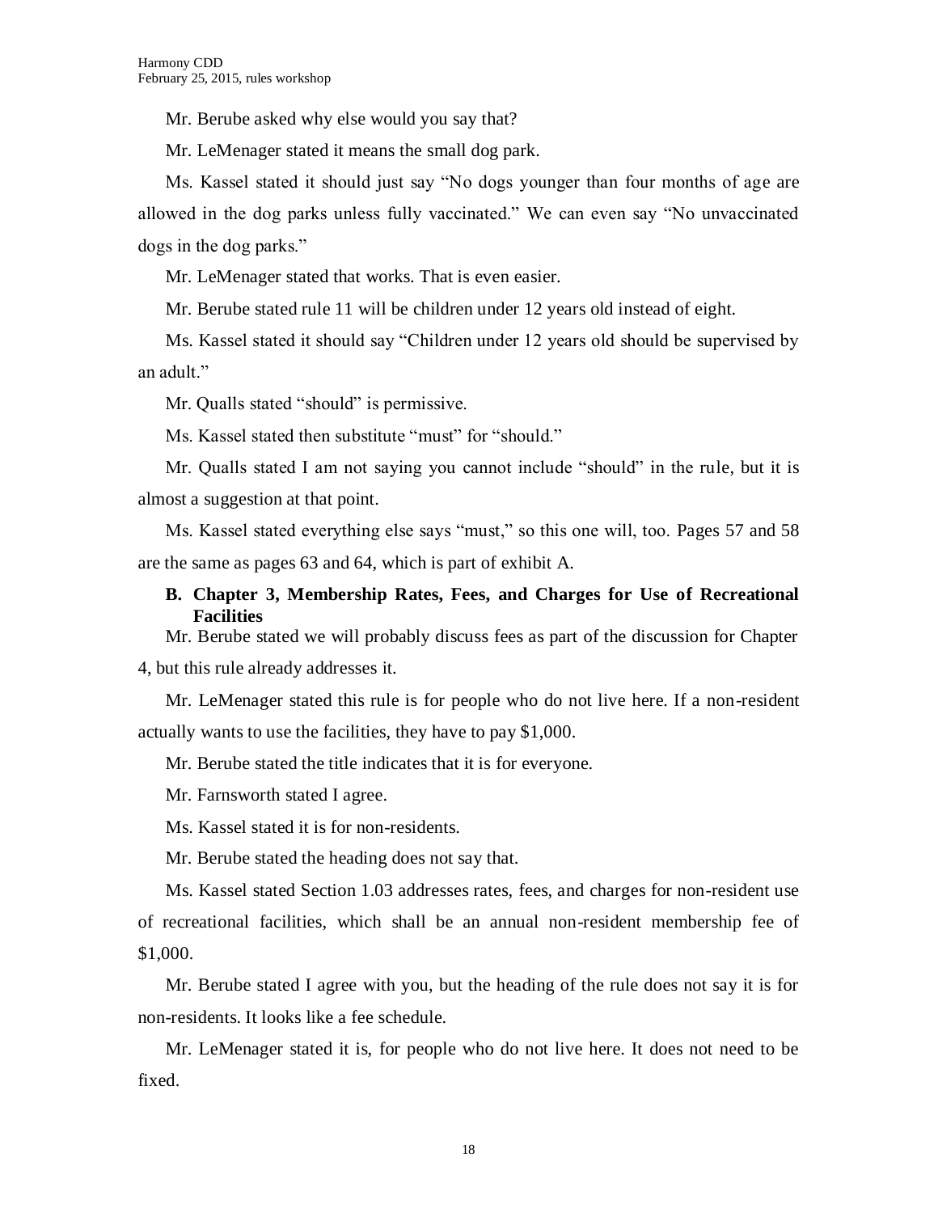Mr. Berube asked why else would you say that?

Mr. LeMenager stated it means the small dog park.

Ms. Kassel stated it should just say "No dogs younger than four months of age are allowed in the dog parks unless fully vaccinated." We can even say "No unvaccinated dogs in the dog parks."

Mr. LeMenager stated that works. That is even easier.

Mr. Berube stated rule 11 will be children under 12 years old instead of eight.

Ms. Kassel stated it should say "Children under 12 years old should be supervised by an adult."

Mr. Qualls stated "should" is permissive.

Ms. Kassel stated then substitute "must" for "should."

Mr. Qualls stated I am not saying you cannot include "should" in the rule, but it is almost a suggestion at that point.

Ms. Kassel stated everything else says "must," so this one will, too. Pages 57 and 58 are the same as pages 63 and 64, which is part of exhibit A.

**B. Chapter 3, Membership Rates, Fees, and Charges for Use of Recreational Facilities**

Mr. Berube stated we will probably discuss fees as part of the discussion for Chapter 4, but this rule already addresses it.

Mr. LeMenager stated this rule is for people who do not live here. If a non-resident actually wants to use the facilities, they have to pay $1,000.

Mr. Berube stated the title indicates that it is for everyone.

Mr. Farnsworth stated I agree.

Ms. Kassel stated it is for non-residents.

Mr. Berube stated the heading does not say that.

Ms. Kassel stated Section 1.03 addresses rates, fees, and charges for non-resident use of recreational facilities, which shall be an annual non-resident membership fee of $1,000.

Mr. Berube stated I agree with you, but the heading of the rule does not say it is for non-residents. It looks like a fee schedule.

Mr. LeMenager stated it is, for people who do not live here. It does not need to be fixed.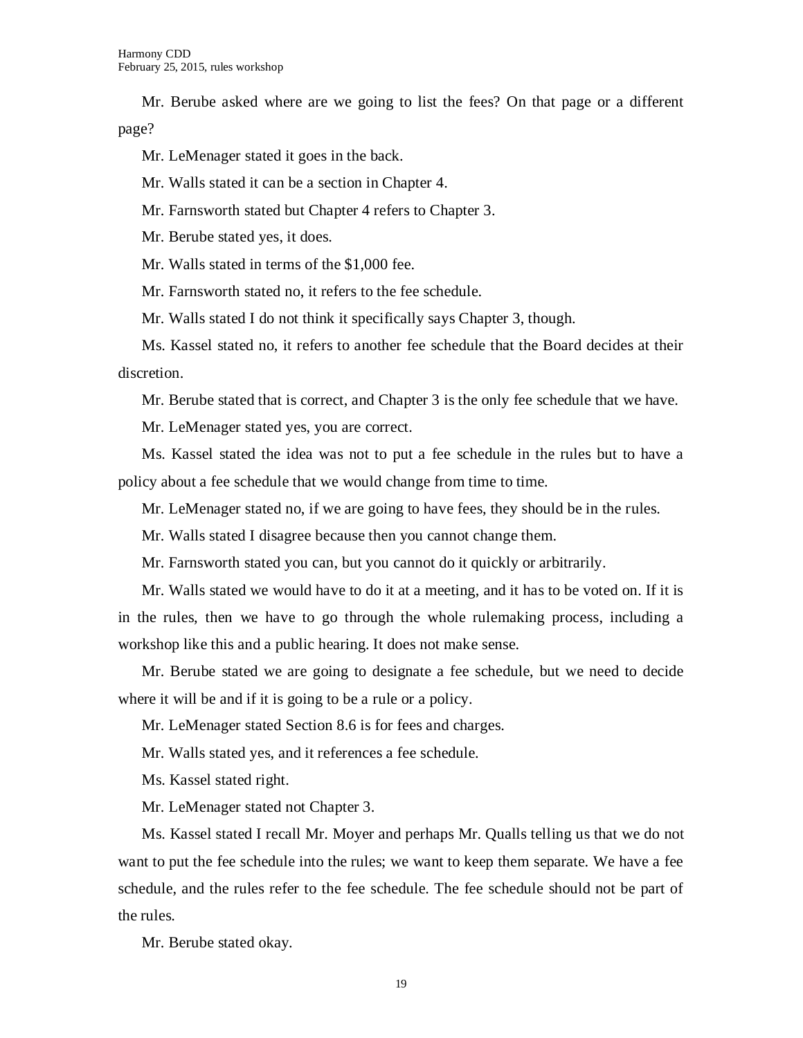Mr. Berube asked where are we going to list the fees? On that page or a different page?

Mr. LeMenager stated it goes in the back.

Mr. Walls stated it can be a section in Chapter 4.

Mr. Farnsworth stated but Chapter 4 refers to Chapter 3.

Mr. Berube stated yes, it does.

Mr. Walls stated in terms of the $1,000 fee.

Mr. Farnsworth stated no, it refers to the fee schedule.

Mr. Walls stated I do not think it specifically says Chapter 3, though.

Ms. Kassel stated no, it refers to another fee schedule that the Board decides at their discretion.

Mr. Berube stated that is correct, and Chapter 3 is the only fee schedule that we have.

Mr. LeMenager stated yes, you are correct.

Ms. Kassel stated the idea was not to put a fee schedule in the rules but to have a policy about a fee schedule that we would change from time to time.

Mr. LeMenager stated no, if we are going to have fees, they should be in the rules.

Mr. Walls stated I disagree because then you cannot change them.

Mr. Farnsworth stated you can, but you cannot do it quickly or arbitrarily.

Mr. Walls stated we would have to do it at a meeting, and it has to be voted on. If it is in the rules, then we have to go through the whole rulemaking process, including a workshop like this and a public hearing. It does not make sense.

Mr. Berube stated we are going to designate a fee schedule, but we need to decide where it will be and if it is going to be a rule or a policy.

Mr. LeMenager stated Section 8.6 is for fees and charges.

Mr. Walls stated yes, and it references a fee schedule.

Ms. Kassel stated right.

Mr. LeMenager stated not Chapter 3.

Ms. Kassel stated I recall Mr. Moyer and perhaps Mr. Qualls telling us that we do not want to put the fee schedule into the rules; we want to keep them separate. We have a fee schedule, and the rules refer to the fee schedule. The fee schedule should not be part of the rules.

Mr. Berube stated okay.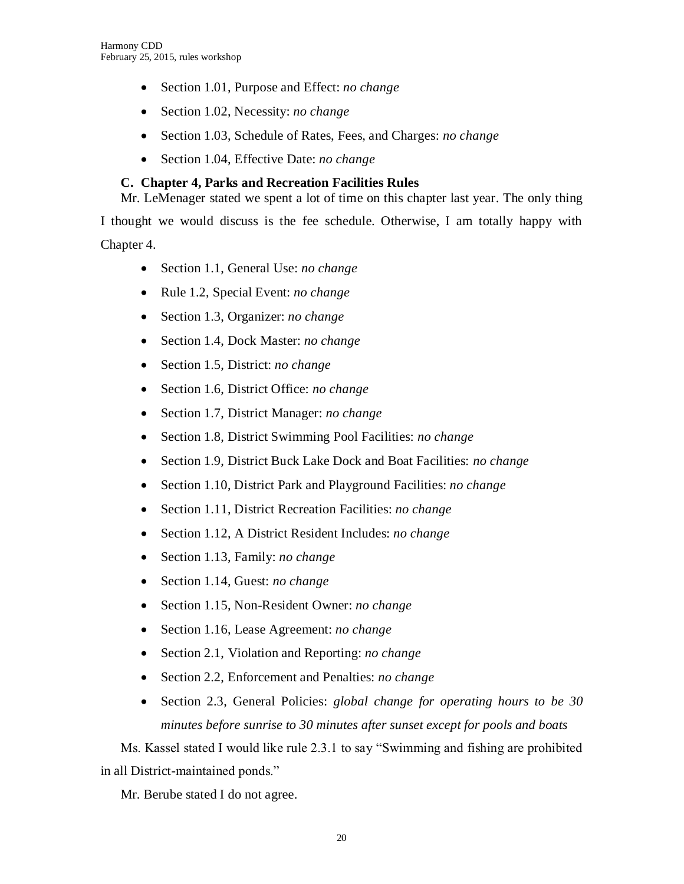- Section 1.01, Purpose and Effect: *no change*
- Section 1.02, Necessity: *no change*
- Section 1.03, Schedule of Rates, Fees, and Charges: *no change*
- Section 1.04, Effective Date: *no change*

**C. Chapter 4, Parks and Recreation Facilities Rules**

Mr. LeMenager stated we spent a lot of time on this chapter last year. The only thing I thought we would discuss is the fee schedule. Otherwise, I am totally happy with Chapter 4.

- Section 1.1, General Use: *no change*
- Rule 1.2, Special Event: *no change*
- Section 1.3, Organizer: *no change*
- Section 1.4, Dock Master: *no change*
- Section 1.5, District: *no change*
- Section 1.6, District Office: *no change*
- Section 1.7, District Manager: *no change*
- Section 1.8, District Swimming Pool Facilities: *no change*
- Section 1.9, District Buck Lake Dock and Boat Facilities: *no change*
- Section 1.10, District Park and Playground Facilities: *no change*
- Section 1.11, District Recreation Facilities: *no change*
- Section 1.12, A District Resident Includes: *no change*
- Section 1.13, Family: *no change*
- Section 1.14, Guest: *no change*
- Section 1.15, Non-Resident Owner: *no change*
- Section 1.16, Lease Agreement: *no change*
- Section 2.1, Violation and Reporting: *no change*
- Section 2.2, Enforcement and Penalties: *no change*
- Section 2.3, General Policies: *global change for operating hours to be 30 minutes before sunrise to 30 minutes after sunset except for pools and boats*

Ms. Kassel stated I would like rule 2.3.1 to say "Swimming and fishing are prohibited in all District-maintained ponds."

Mr. Berube stated I do not agree.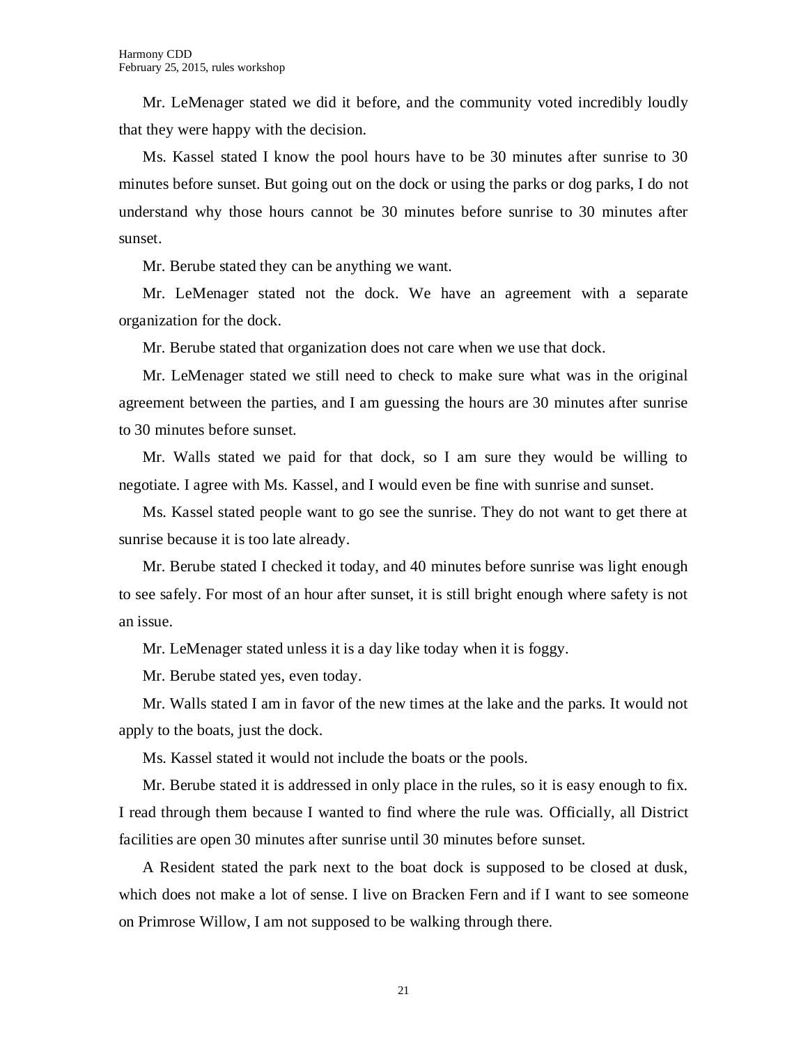Mr. LeMenager stated we did it before, and the community voted incredibly loudly that they were happy with the decision.

Ms. Kassel stated I know the pool hours have to be 30 minutes after sunrise to 30 minutes before sunset. But going out on the dock or using the parks or dog parks, I do not understand why those hours cannot be 30 minutes before sunrise to 30 minutes after sunset.

Mr. Berube stated they can be anything we want.

Mr. LeMenager stated not the dock. We have an agreement with a separate organization for the dock.

Mr. Berube stated that organization does not care when we use that dock.

Mr. LeMenager stated we still need to check to make sure what was in the original agreement between the parties, and I am guessing the hours are 30 minutes after sunrise to 30 minutes before sunset.

Mr. Walls stated we paid for that dock, so I am sure they would be willing to negotiate. I agree with Ms. Kassel, and I would even be fine with sunrise and sunset.

Ms. Kassel stated people want to go see the sunrise. They do not want to get there at sunrise because it is too late already.

Mr. Berube stated I checked it today, and 40 minutes before sunrise was light enough to see safely. For most of an hour after sunset, it is still bright enough where safety is not an issue.

Mr. LeMenager stated unless it is a day like today when it is foggy.

Mr. Berube stated yes, even today.

Mr. Walls stated I am in favor of the new times at the lake and the parks. It would not apply to the boats, just the dock.

Ms. Kassel stated it would not include the boats or the pools.

Mr. Berube stated it is addressed in only place in the rules, so it is easy enough to fix. I read through them because I wanted to find where the rule was. Officially, all District facilities are open 30 minutes after sunrise until 30 minutes before sunset.

A Resident stated the park next to the boat dock is supposed to be closed at dusk, which does not make a lot of sense. I live on Bracken Fern and if I want to see someone on Primrose Willow, I am not supposed to be walking through there.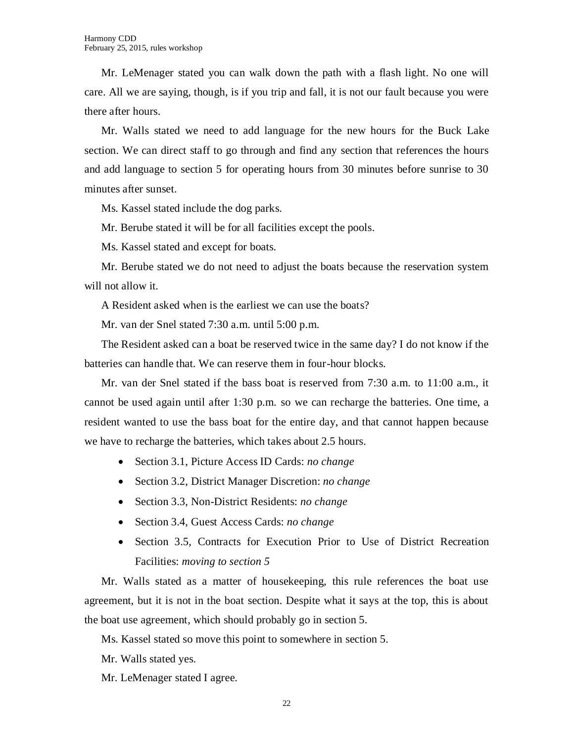Mr. LeMenager stated you can walk down the path with a flash light. No one will care. All we are saying, though, is if you trip and fall, it is not our fault because you were there after hours.

Mr. Walls stated we need to add language for the new hours for the Buck Lake section. We can direct staff to go through and find any section that references the hours and add language to section 5 for operating hours from 30 minutes before sunrise to 30 minutes after sunset.

Ms. Kassel stated include the dog parks.

Mr. Berube stated it will be for all facilities except the pools.

Ms. Kassel stated and except for boats.

Mr. Berube stated we do not need to adjust the boats because the reservation system will not allow it.

A Resident asked when is the earliest we can use the boats?

Mr. van der Snel stated 7:30 a.m. until 5:00 p.m.

The Resident asked can a boat be reserved twice in the same day? I do not know if the batteries can handle that. We can reserve them in four-hour blocks.

Mr. van der Snel stated if the bass boat is reserved from 7:30 a.m. to 11:00 a.m., it cannot be used again until after 1:30 p.m. so we can recharge the batteries. One time, a resident wanted to use the bass boat for the entire day, and that cannot happen because we have to recharge the batteries, which takes about 2.5 hours.

- Section 3.1, Picture Access ID Cards: *no change*
- Section 3.2, District Manager Discretion: *no change*
- Section 3.3, Non-District Residents: *no change*
- Section 3.4, Guest Access Cards: *no change*
- Section 3.5, Contracts for Execution Prior to Use of District Recreation Facilities: *moving to section 5*

Mr. Walls stated as a matter of housekeeping, this rule references the boat use agreement, but it is not in the boat section. Despite what it says at the top, this is about the boat use agreement, which should probably go in section 5.

Ms. Kassel stated so move this point to somewhere in section 5.

Mr. Walls stated yes.

Mr. LeMenager stated I agree.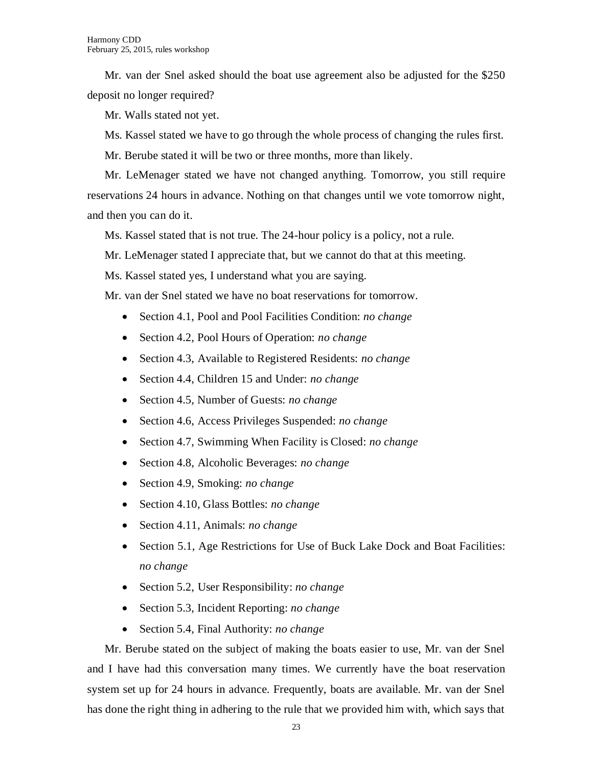Mr. van der Snel asked should the boat use agreement also be adjusted for the $250 deposit no longer required?

Mr. Walls stated not yet.

Ms. Kassel stated we have to go through the whole process of changing the rules first.

Mr. Berube stated it will be two or three months, more than likely.

Mr. LeMenager stated we have not changed anything. Tomorrow, you still require reservations 24 hours in advance. Nothing on that changes until we vote tomorrow night, and then you can do it.

Ms. Kassel stated that is not true. The 24-hour policy is a policy, not a rule.

Mr. LeMenager stated I appreciate that, but we cannot do that at this meeting.

Ms. Kassel stated yes, I understand what you are saying.

Mr. van der Snel stated we have no boat reservations for tomorrow.

- Section 4.1, Pool and Pool Facilities Condition: *no change*
- Section 4.2, Pool Hours of Operation: *no change*
- Section 4.3, Available to Registered Residents: *no change*
- Section 4.4, Children 15 and Under: *no change*
- Section 4.5, Number of Guests: *no change*
- Section 4.6, Access Privileges Suspended: *no change*
- Section 4.7, Swimming When Facility is Closed: *no change*
- Section 4.8, Alcoholic Beverages: *no change*
- Section 4.9, Smoking: *no change*
- Section 4.10, Glass Bottles: *no change*
- Section 4.11, Animals: *no change*
- Section 5.1, Age Restrictions for Use of Buck Lake Dock and Boat Facilities: *no change*
- Section 5.2, User Responsibility: *no change*
- Section 5.3, Incident Reporting: *no change*
- Section 5.4, Final Authority: *no change*

Mr. Berube stated on the subject of making the boats easier to use, Mr. van der Snel and I have had this conversation many times. We currently have the boat reservation system set up for 24 hours in advance. Frequently, boats are available. Mr. van der Snel has done the right thing in adhering to the rule that we provided him with, which says that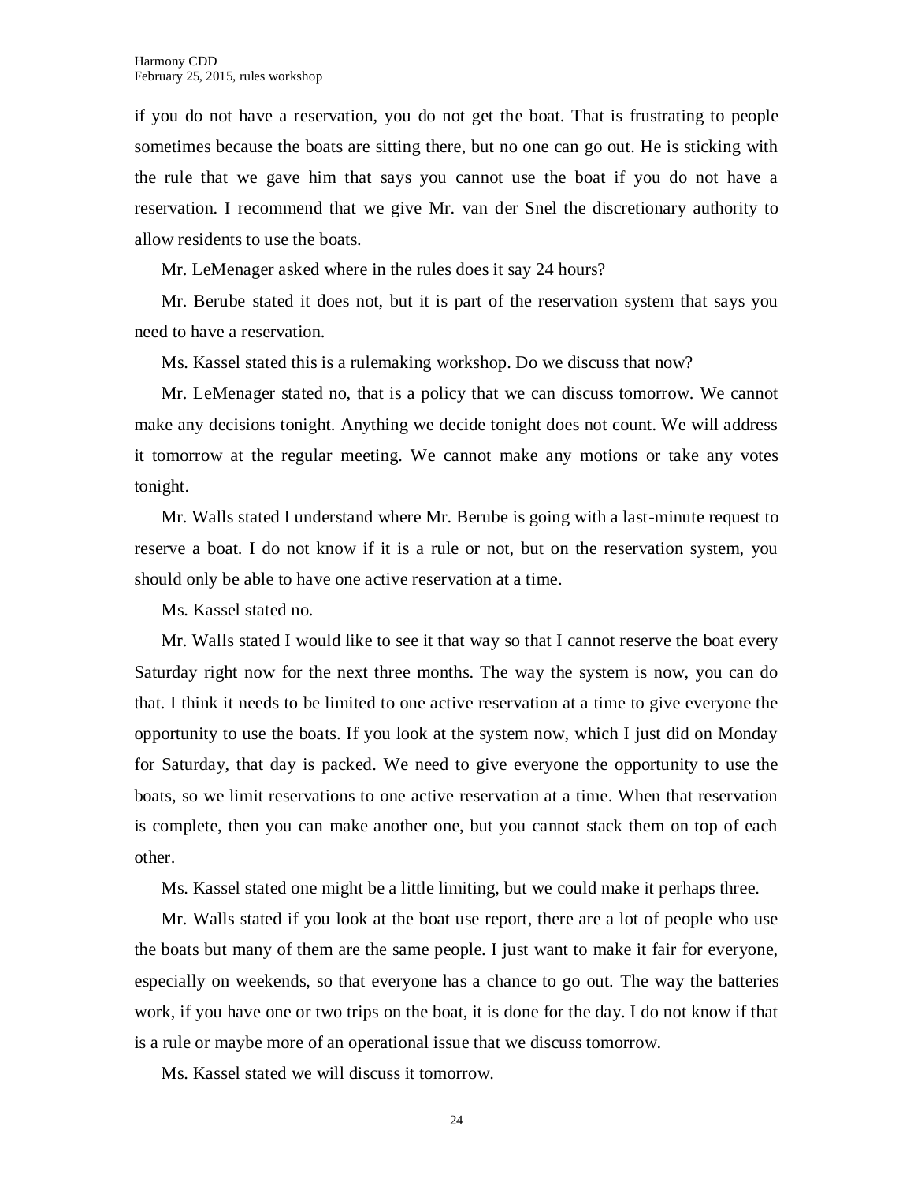if you do not have a reservation, you do not get the boat. That is frustrating to people sometimes because the boats are sitting there, but no one can go out. He is sticking with the rule that we gave him that says you cannot use the boat if you do not have a reservation. I recommend that we give Mr. van der Snel the discretionary authority to allow residents to use the boats.

Mr. LeMenager asked where in the rules does it say 24 hours?

Mr. Berube stated it does not, but it is part of the reservation system that says you need to have a reservation.

Ms. Kassel stated this is a rulemaking workshop. Do we discuss that now?

Mr. LeMenager stated no, that is a policy that we can discuss tomorrow. We cannot make any decisions tonight. Anything we decide tonight does not count. We will address it tomorrow at the regular meeting. We cannot make any motions or take any votes tonight.

Mr. Walls stated I understand where Mr. Berube is going with a last-minute request to reserve a boat. I do not know if it is a rule or not, but on the reservation system, you should only be able to have one active reservation at a time.

Ms. Kassel stated no.

Mr. Walls stated I would like to see it that way so that I cannot reserve the boat every Saturday right now for the next three months. The way the system is now, you can do that. I think it needs to be limited to one active reservation at a time to give everyone the opportunity to use the boats. If you look at the system now, which I just did on Monday for Saturday, that day is packed. We need to give everyone the opportunity to use the boats, so we limit reservations to one active reservation at a time. When that reservation is complete, then you can make another one, but you cannot stack them on top of each other.

Ms. Kassel stated one might be a little limiting, but we could make it perhaps three.

Mr. Walls stated if you look at the boat use report, there are a lot of people who use the boats but many of them are the same people. I just want to make it fair for everyone, especially on weekends, so that everyone has a chance to go out. The way the batteries work, if you have one or two trips on the boat, it is done for the day. I do not know if that is a rule or maybe more of an operational issue that we discuss tomorrow.

Ms. Kassel stated we will discuss it tomorrow.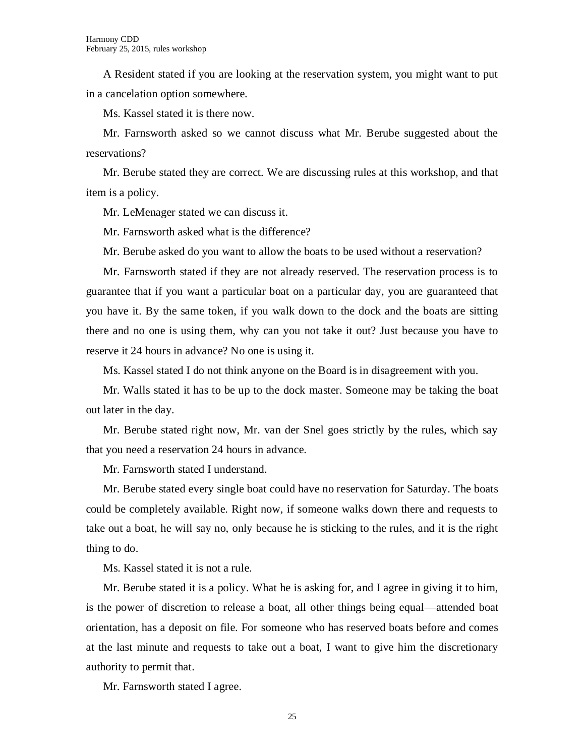A Resident stated if you are looking at the reservation system, you might want to put in a cancelation option somewhere.

Ms. Kassel stated it is there now.

Mr. Farnsworth asked so we cannot discuss what Mr. Berube suggested about the reservations?

Mr. Berube stated they are correct. We are discussing rules at this workshop, and that item is a policy.

Mr. LeMenager stated we can discuss it.

Mr. Farnsworth asked what is the difference?

Mr. Berube asked do you want to allow the boats to be used without a reservation?

Mr. Farnsworth stated if they are not already reserved. The reservation process is to guarantee that if you want a particular boat on a particular day, you are guaranteed that you have it. By the same token, if you walk down to the dock and the boats are sitting there and no one is using them, why can you not take it out? Just because you have to reserve it 24 hours in advance? No one is using it.

Ms. Kassel stated I do not think anyone on the Board is in disagreement with you.

Mr. Walls stated it has to be up to the dock master. Someone may be taking the boat out later in the day.

Mr. Berube stated right now, Mr. van der Snel goes strictly by the rules, which say that you need a reservation 24 hours in advance.

Mr. Farnsworth stated I understand.

Mr. Berube stated every single boat could have no reservation for Saturday. The boats could be completely available. Right now, if someone walks down there and requests to take out a boat, he will say no, only because he is sticking to the rules, and it is the right thing to do.

Ms. Kassel stated it is not a rule.

Mr. Berube stated it is a policy. What he is asking for, and I agree in giving it to him, is the power of discretion to release a boat, all other things being equal—attended boat orientation, has a deposit on file. For someone who has reserved boats before and comes at the last minute and requests to take out a boat, I want to give him the discretionary authority to permit that.

Mr. Farnsworth stated I agree.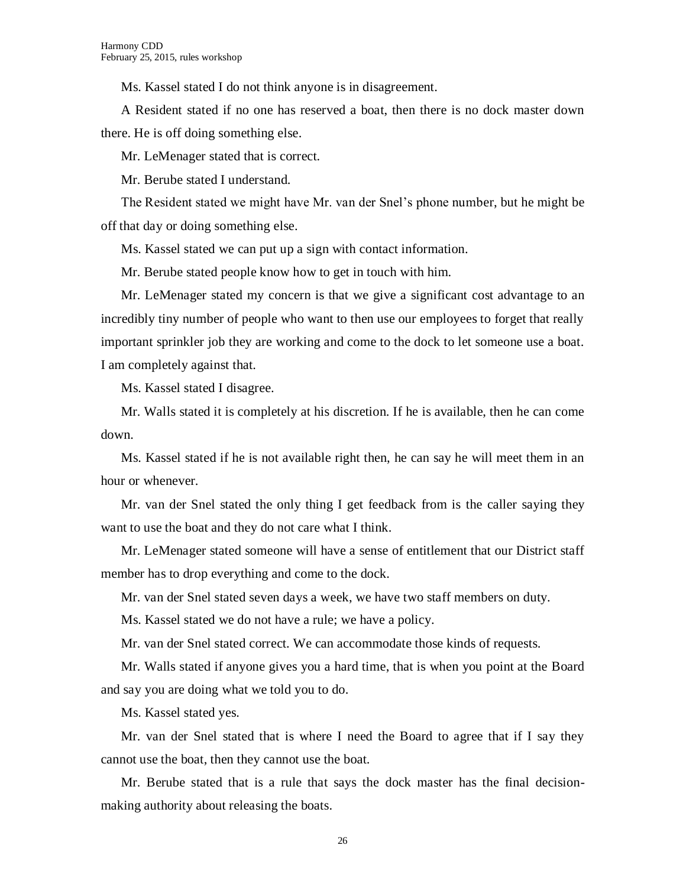Ms. Kassel stated I do not think anyone is in disagreement.

A Resident stated if no one has reserved a boat, then there is no dock master down there. He is off doing something else.

Mr. LeMenager stated that is correct.

Mr. Berube stated I understand.

The Resident stated we might have Mr. van der Snel's phone number, but he might be off that day or doing something else.

Ms. Kassel stated we can put up a sign with contact information.

Mr. Berube stated people know how to get in touch with him.

Mr. LeMenager stated my concern is that we give a significant cost advantage to an incredibly tiny number of people who want to then use our employees to forget that really important sprinkler job they are working and come to the dock to let someone use a boat. I am completely against that.

Ms. Kassel stated I disagree.

Mr. Walls stated it is completely at his discretion. If he is available, then he can come down.

Ms. Kassel stated if he is not available right then, he can say he will meet them in an hour or whenever.

Mr. van der Snel stated the only thing I get feedback from is the caller saying they want to use the boat and they do not care what I think.

Mr. LeMenager stated someone will have a sense of entitlement that our District staff member has to drop everything and come to the dock.

Mr. van der Snel stated seven days a week, we have two staff members on duty.

Ms. Kassel stated we do not have a rule; we have a policy.

Mr. van der Snel stated correct. We can accommodate those kinds of requests.

Mr. Walls stated if anyone gives you a hard time, that is when you point at the Board and say you are doing what we told you to do.

Ms. Kassel stated yes.

Mr. van der Snel stated that is where I need the Board to agree that if I say they cannot use the boat, then they cannot use the boat.

Mr. Berube stated that is a rule that says the dock master has the final decision-making authority about releasing the boats.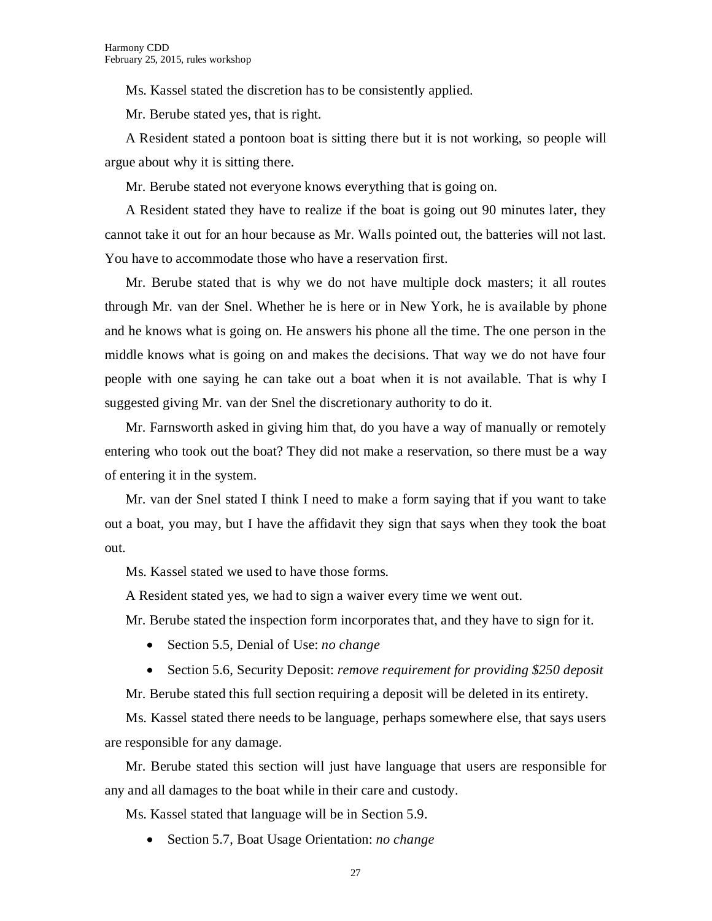Ms. Kassel stated the discretion has to be consistently applied.

Mr. Berube stated yes, that is right.

A Resident stated a pontoon boat is sitting there but it is not working, so people will argue about why it is sitting there.

Mr. Berube stated not everyone knows everything that is going on.

A Resident stated they have to realize if the boat is going out 90 minutes later, they cannot take it out for an hour because as Mr. Walls pointed out, the batteries will not last. You have to accommodate those who have a reservation first.

Mr. Berube stated that is why we do not have multiple dock masters; it all routes through Mr. van der Snel. Whether he is here or in New York, he is available by phone and he knows what is going on. He answers his phone all the time. The one person in the middle knows what is going on and makes the decisions. That way we do not have four people with one saying he can take out a boat when it is not available. That is why I suggested giving Mr. van der Snel the discretionary authority to do it.

Mr. Farnsworth asked in giving him that, do you have a way of manually or remotely entering who took out the boat? They did not make a reservation, so there must be a way of entering it in the system.

Mr. van der Snel stated I think I need to make a form saying that if you want to take out a boat, you may, but I have the affidavit they sign that says when they took the boat out.

Ms. Kassel stated we used to have those forms.

A Resident stated yes, we had to sign a waiver every time we went out.

Mr. Berube stated the inspection form incorporates that, and they have to sign for it.

- Section 5.5, Denial of Use: *no change*
- Section 5.6, Security Deposit: *remove requirement for providing $250 deposit*

Mr. Berube stated this full section requiring a deposit will be deleted in its entirety.

Ms. Kassel stated there needs to be language, perhaps somewhere else, that says users are responsible for any damage.

Mr. Berube stated this section will just have language that users are responsible for any and all damages to the boat while in their care and custody.

Ms. Kassel stated that language will be in Section 5.9.

- Section 5.7, Boat Usage Orientation: *no change*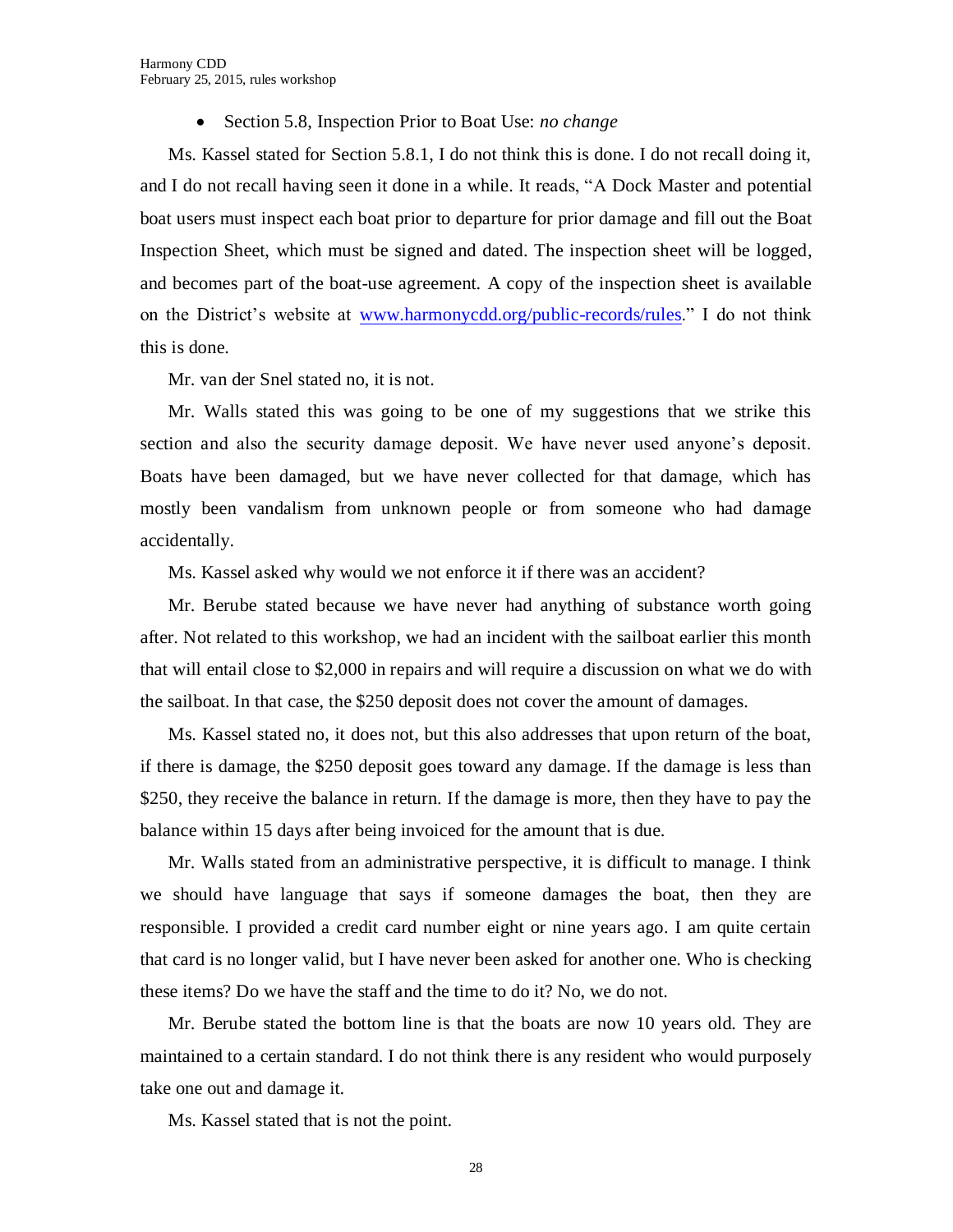- Section 5.8, Inspection Prior to Boat Use: *no change*

Ms. Kassel stated for Section 5.8.1, I do not think this is done. I do not recall doing it, and I do not recall having seen it done in a while. It reads, "A Dock Master and potential boat users must inspect each boat prior to departure for prior damage and fill out the Boat Inspection Sheet, which must be signed and dated. The inspection sheet will be logged, and becomes part of the boat-use agreement. A copy of the inspection sheet is available on the District's website at [www.harmonycdd.org/public-records/rules](www.harmonycdd.org/public-records/rules)." I do not think this is done.

Mr. van der Snel stated no, it is not.

Mr. Walls stated this was going to be one of my suggestions that we strike this section and also the security damage deposit. We have never used anyone's deposit. Boats have been damaged, but we have never collected for that damage, which has mostly been vandalism from unknown people or from someone who had damage accidentally.

Ms. Kassel asked why would we not enforce it if there was an accident?

Mr. Berube stated because we have never had anything of substance worth going after. Not related to this workshop, we had an incident with the sailboat earlier this month that will entail close to $2,000 in repairs and will require a discussion on what we do with the sailboat. In that case, the $250 deposit does not cover the amount of damages.

Ms. Kassel stated no, it does not, but this also addresses that upon return of the boat, if there is damage, the $250 deposit goes toward any damage. If the damage is less than $250, they receive the balance in return. If the damage is more, then they have to pay the balance within 15 days after being invoiced for the amount that is due.

Mr. Walls stated from an administrative perspective, it is difficult to manage. I think we should have language that says if someone damages the boat, then they are responsible. I provided a credit card number eight or nine years ago. I am quite certain that card is no longer valid, but I have never been asked for another one. Who is checking these items? Do we have the staff and the time to do it? No, we do not.

Mr. Berube stated the bottom line is that the boats are now 10 years old. They are maintained to a certain standard. I do not think there is any resident who would purposely take one out and damage it.

Ms. Kassel stated that is not the point.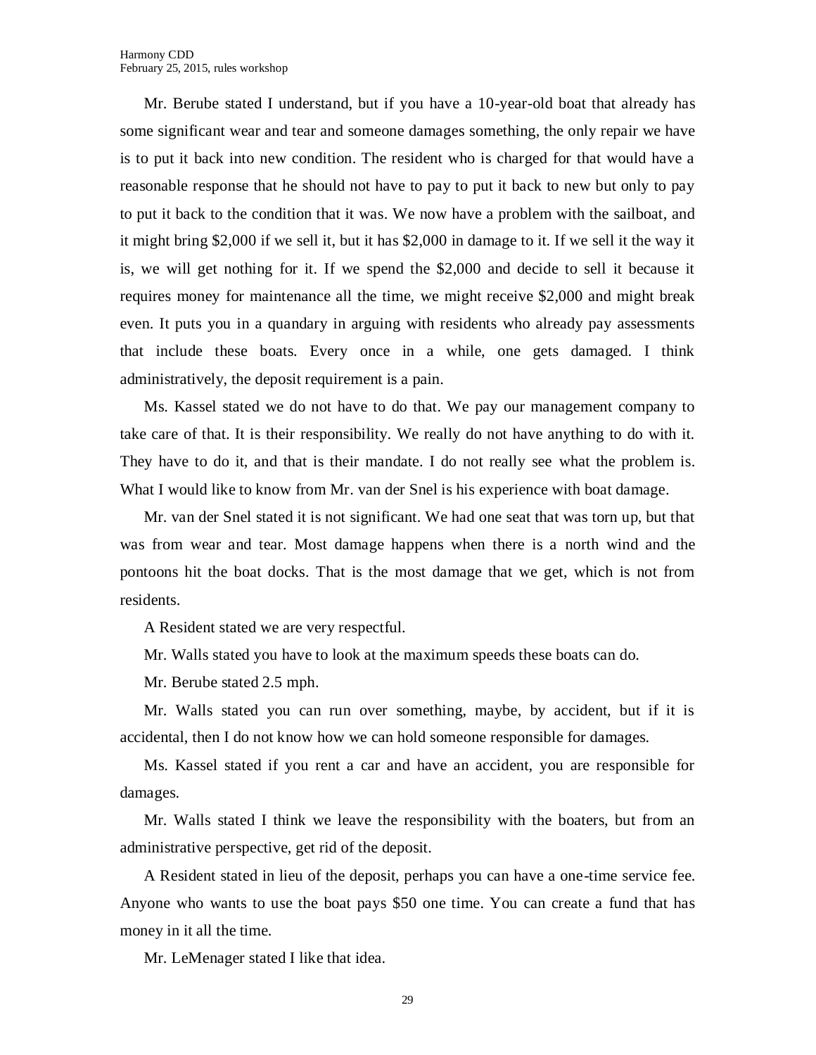Mr. Berube stated I understand, but if you have a 10-year-old boat that already has some significant wear and tear and someone damages something, the only repair we have is to put it back into new condition. The resident who is charged for that would have a reasonable response that he should not have to pay to put it back to new but only to pay to put it back to the condition that it was. We now have a problem with the sailboat, and it might bring $2,000 if we sell it, but it has $2,000 in damage to it. If we sell it the way it is, we will get nothing for it. If we spend the $2,000 and decide to sell it because it requires money for maintenance all the time, we might receive $2,000 and might break even. It puts you in a quandary in arguing with residents who already pay assessments that include these boats. Every once in a while, one gets damaged. I think administratively, the deposit requirement is a pain.

Ms. Kassel stated we do not have to do that. We pay our management company to take care of that. It is their responsibility. We really do not have anything to do with it. They have to do it, and that is their mandate. I do not really see what the problem is. What I would like to know from Mr. van der Snel is his experience with boat damage.

Mr. van der Snel stated it is not significant. We had one seat that was torn up, but that was from wear and tear. Most damage happens when there is a north wind and the pontoons hit the boat docks. That is the most damage that we get, which is not from residents.

A Resident stated we are very respectful.

Mr. Walls stated you have to look at the maximum speeds these boats can do.

Mr. Berube stated 2.5 mph.

Mr. Walls stated you can run over something, maybe, by accident, but if it is accidental, then I do not know how we can hold someone responsible for damages.

Ms. Kassel stated if you rent a car and have an accident, you are responsible for damages.

Mr. Walls stated I think we leave the responsibility with the boaters, but from an administrative perspective, get rid of the deposit.

A Resident stated in lieu of the deposit, perhaps you can have a one-time service fee. Anyone who wants to use the boat pays $50 one time. You can create a fund that has money in it all the time.

Mr. LeMenager stated I like that idea.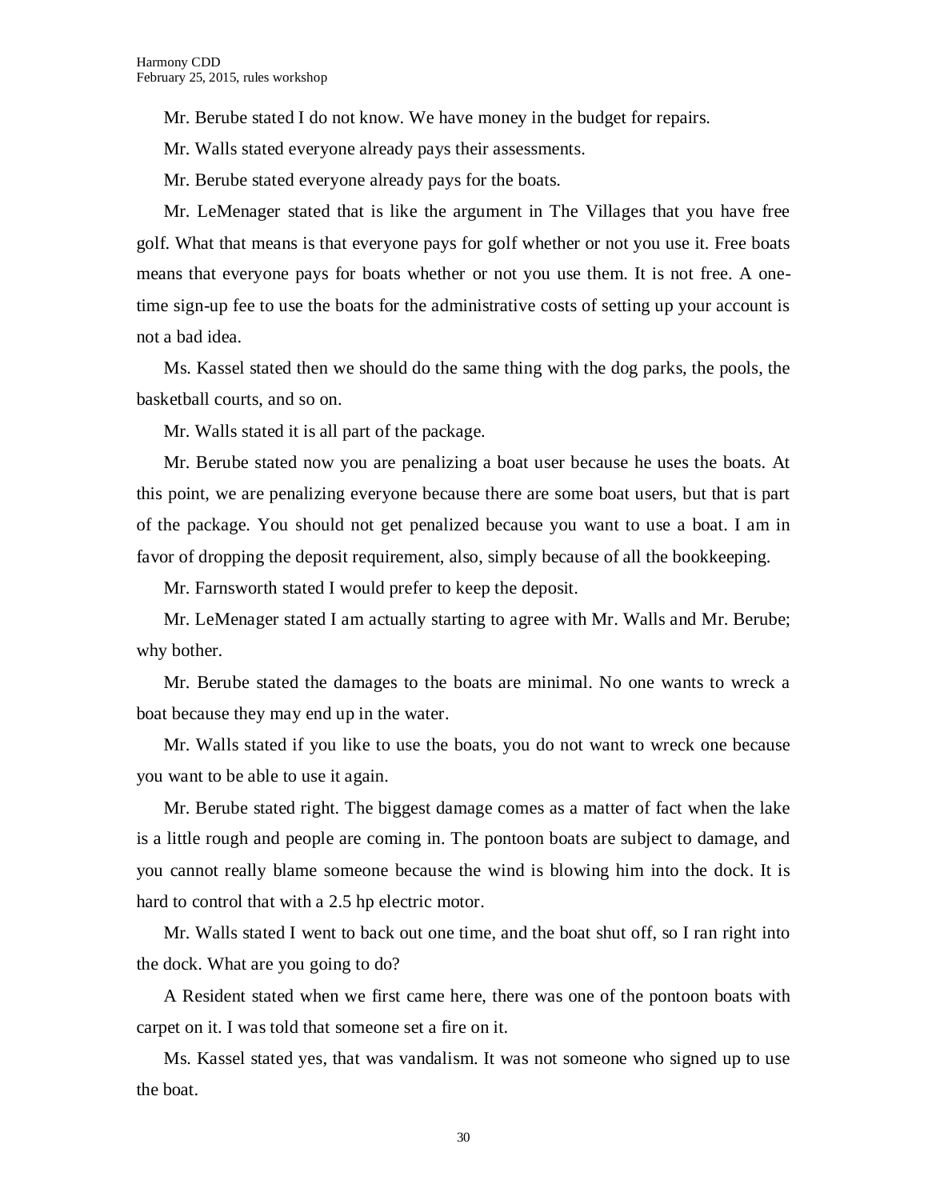Mr. Berube stated I do not know. We have money in the budget for repairs.

Mr. Walls stated everyone already pays their assessments.

Mr. Berube stated everyone already pays for the boats.

Mr. LeMenager stated that is like the argument in The Villages that you have free golf. What that means is that everyone pays for golf whether or not you use it. Free boats means that everyone pays for boats whether or not you use them. It is not free. A one-time sign-up fee to use the boats for the administrative costs of setting up your account is not a bad idea.

Ms. Kassel stated then we should do the same thing with the dog parks, the pools, the basketball courts, and so on.

Mr. Walls stated it is all part of the package.

Mr. Berube stated now you are penalizing a boat user because he uses the boats. At this point, we are penalizing everyone because there are some boat users, but that is part of the package. You should not get penalized because you want to use a boat. I am in favor of dropping the deposit requirement, also, simply because of all the bookkeeping.

Mr. Farnsworth stated I would prefer to keep the deposit.

Mr. LeMenager stated I am actually starting to agree with Mr. Walls and Mr. Berube; why bother.

Mr. Berube stated the damages to the boats are minimal. No one wants to wreck a boat because they may end up in the water.

Mr. Walls stated if you like to use the boats, you do not want to wreck one because you want to be able to use it again.

Mr. Berube stated right. The biggest damage comes as a matter of fact when the lake is a little rough and people are coming in. The pontoon boats are subject to damage, and you cannot really blame someone because the wind is blowing him into the dock. It is hard to control that with a 2.5 hp electric motor.

Mr. Walls stated I went to back out one time, and the boat shut off, so I ran right into the dock. What are you going to do?

A Resident stated when we first came here, there was one of the pontoon boats with carpet on it. I was told that someone set a fire on it.

Ms. Kassel stated yes, that was vandalism. It was not someone who signed up to use the boat.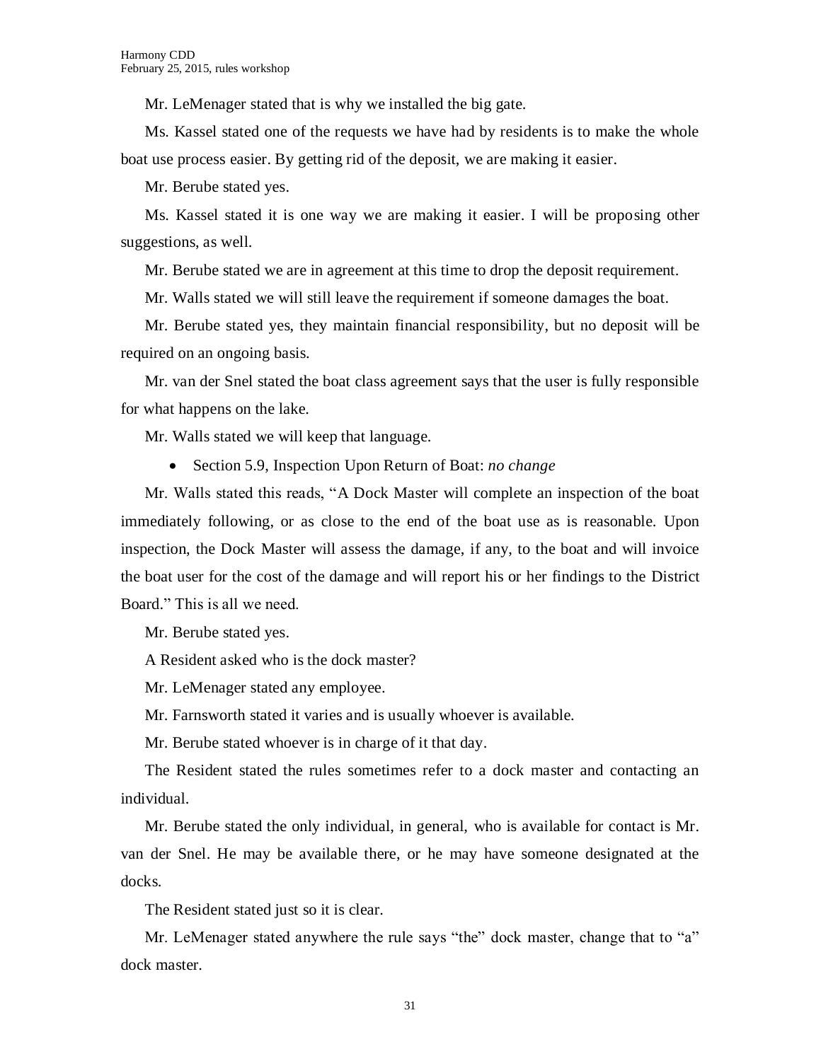Mr. LeMenager stated that is why we installed the big gate.

Ms. Kassel stated one of the requests we have had by residents is to make the whole boat use process easier. By getting rid of the deposit, we are making it easier.

Mr. Berube stated yes.

Ms. Kassel stated it is one way we are making it easier. I will be proposing other suggestions, as well.

Mr. Berube stated we are in agreement at this time to drop the deposit requirement.

Mr. Walls stated we will still leave the requirement if someone damages the boat.

Mr. Berube stated yes, they maintain financial responsibility, but no deposit will be required on an ongoing basis.

Mr. van der Snel stated the boat class agreement says that the user is fully responsible for what happens on the lake.

Mr. Walls stated we will keep that language.

- Section 5.9, Inspection Upon Return of Boat: *no change*

Mr. Walls stated this reads, "A Dock Master will complete an inspection of the boat immediately following, or as close to the end of the boat use as is reasonable. Upon inspection, the Dock Master will assess the damage, if any, to the boat and will invoice the boat user for the cost of the damage and will report his or her findings to the District Board." This is all we need.

Mr. Berube stated yes.

A Resident asked who is the dock master?

Mr. LeMenager stated any employee.

Mr. Farnsworth stated it varies and is usually whoever is available.

Mr. Berube stated whoever is in charge of it that day.

The Resident stated the rules sometimes refer to a dock master and contacting an individual.

Mr. Berube stated the only individual, in general, who is available for contact is Mr. van der Snel. He may be available there, or he may have someone designated at the docks.

The Resident stated just so it is clear.

Mr. LeMenager stated anywhere the rule says "the" dock master, change that to "a" dock master.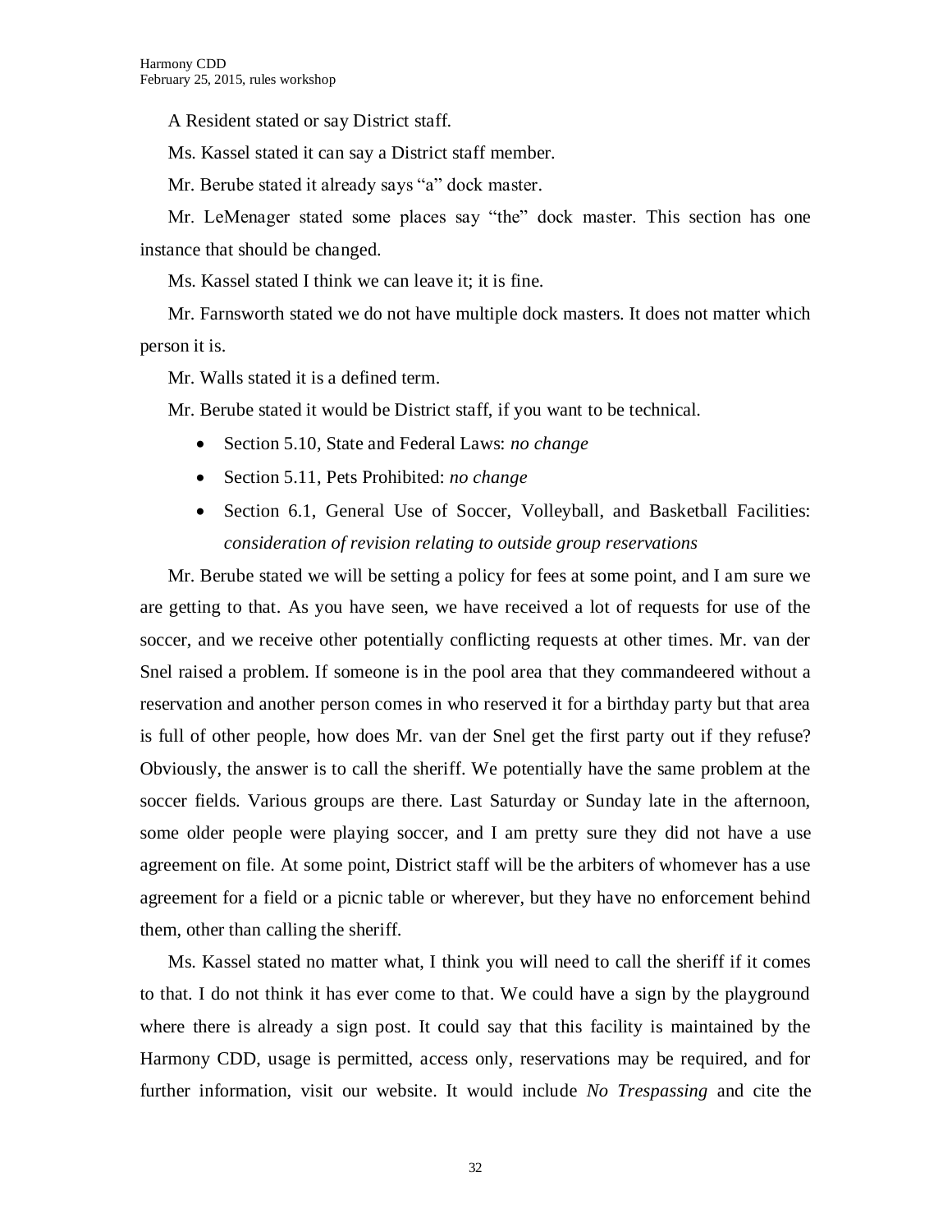A Resident stated or say District staff.

Ms. Kassel stated it can say a District staff member.

Mr. Berube stated it already says "a" dock master.

Mr. LeMenager stated some places say "the" dock master. This section has one instance that should be changed.

Ms. Kassel stated I think we can leave it; it is fine.

Mr. Farnsworth stated we do not have multiple dock masters. It does not matter which person it is.

Mr. Walls stated it is a defined term.

Mr. Berube stated it would be District staff, if you want to be technical.

- Section 5.10, State and Federal Laws: *no change*
- Section 5.11, Pets Prohibited: *no change*
- Section 6.1, General Use of Soccer, Volleyball, and Basketball Facilities: *consideration of revision relating to outside group reservations*

Mr. Berube stated we will be setting a policy for fees at some point, and I am sure we are getting to that. As you have seen, we have received a lot of requests for use of the soccer, and we receive other potentially conflicting requests at other times. Mr. van der Snel raised a problem. If someone is in the pool area that they commandeered without a reservation and another person comes in who reserved it for a birthday party but that area is full of other people, how does Mr. van der Snel get the first party out if they refuse? Obviously, the answer is to call the sheriff. We potentially have the same problem at the soccer fields. Various groups are there. Last Saturday or Sunday late in the afternoon, some older people were playing soccer, and I am pretty sure they did not have a use agreement on file. At some point, District staff will be the arbiters of whomever has a use agreement for a field or a picnic table or wherever, but they have no enforcement behind them, other than calling the sheriff.

Ms. Kassel stated no matter what, I think you will need to call the sheriff if it comes to that. I do not think it has ever come to that. We could have a sign by the playground where there is already a sign post. It could say that this facility is maintained by the Harmony CDD, usage is permitted, access only, reservations may be required, and for further information, visit our website. It would include *No Trespassing* and cite the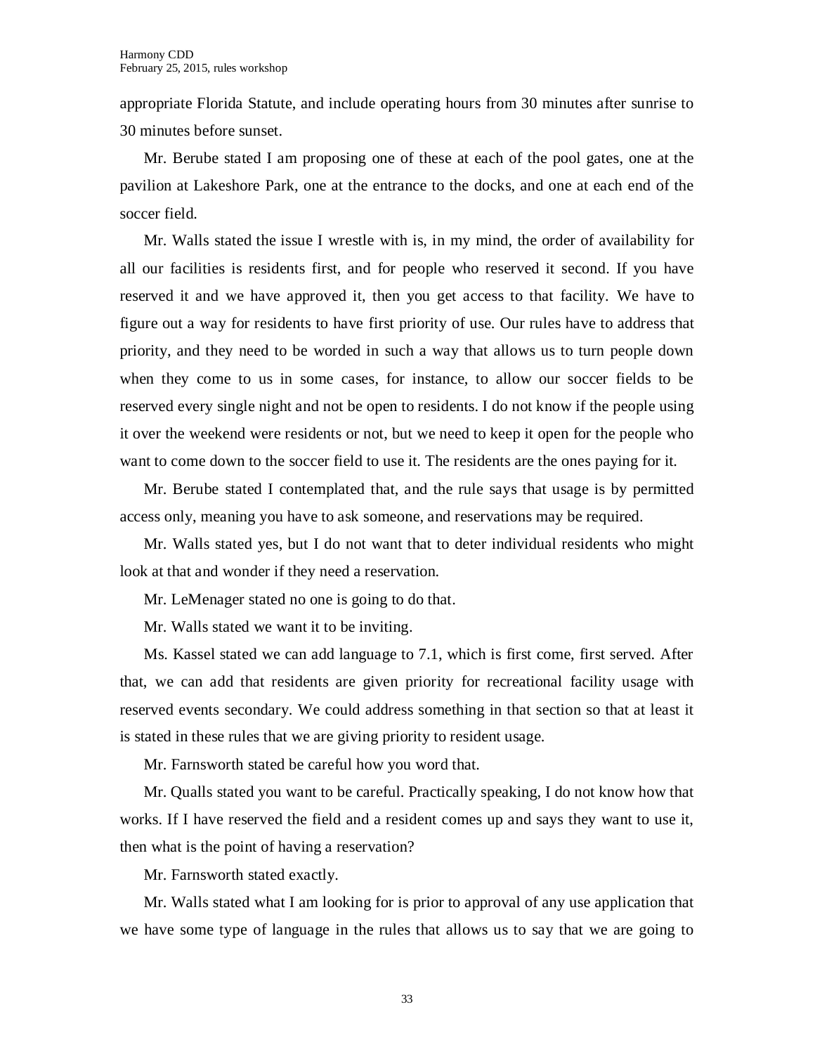appropriate Florida Statute, and include operating hours from 30 minutes after sunrise to 30 minutes before sunset.

Mr. Berube stated I am proposing one of these at each of the pool gates, one at the pavilion at Lakeshore Park, one at the entrance to the docks, and one at each end of the soccer field.

Mr. Walls stated the issue I wrestle with is, in my mind, the order of availability for all our facilities is residents first, and for people who reserved it second. If you have reserved it and we have approved it, then you get access to that facility. We have to figure out a way for residents to have first priority of use. Our rules have to address that priority, and they need to be worded in such a way that allows us to turn people down when they come to us in some cases, for instance, to allow our soccer fields to be reserved every single night and not be open to residents. I do not know if the people using it over the weekend were residents or not, but we need to keep it open for the people who want to come down to the soccer field to use it. The residents are the ones paying for it.

Mr. Berube stated I contemplated that, and the rule says that usage is by permitted access only, meaning you have to ask someone, and reservations may be required.

Mr. Walls stated yes, but I do not want that to deter individual residents who might look at that and wonder if they need a reservation.

Mr. LeMenager stated no one is going to do that.

Mr. Walls stated we want it to be inviting.

Ms. Kassel stated we can add language to 7.1, which is first come, first served. After that, we can add that residents are given priority for recreational facility usage with reserved events secondary. We could address something in that section so that at least it is stated in these rules that we are giving priority to resident usage.

Mr. Farnsworth stated be careful how you word that.

Mr. Qualls stated you want to be careful. Practically speaking, I do not know how that works. If I have reserved the field and a resident comes up and says they want to use it, then what is the point of having a reservation?

Mr. Farnsworth stated exactly.

Mr. Walls stated what I am looking for is prior to approval of any use application that we have some type of language in the rules that allows us to say that we are going to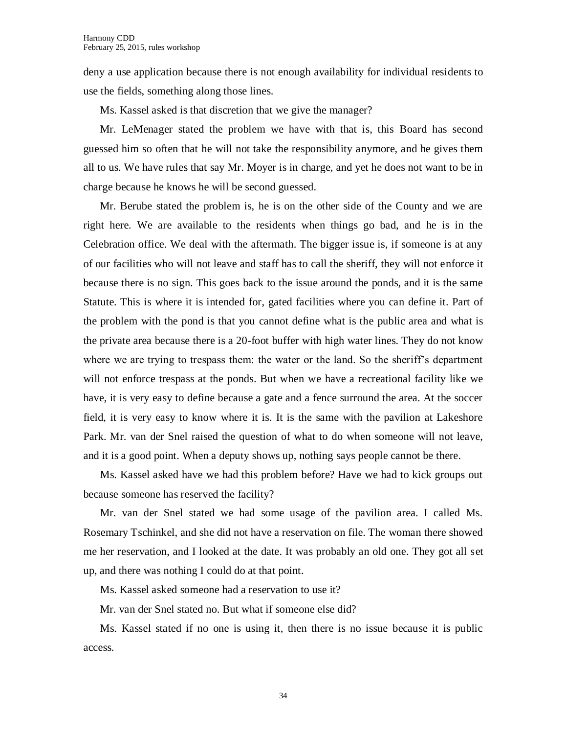deny a use application because there is not enough availability for individual residents to use the fields, something along those lines.

Ms. Kassel asked is that discretion that we give the manager?

Mr. LeMenager stated the problem we have with that is, this Board has second guessed him so often that he will not take the responsibility anymore, and he gives them all to us. We have rules that say Mr. Moyer is in charge, and yet he does not want to be in charge because he knows he will be second guessed.

Mr. Berube stated the problem is, he is on the other side of the County and we are right here. We are available to the residents when things go bad, and he is in the Celebration office. We deal with the aftermath. The bigger issue is, if someone is at any of our facilities who will not leave and staff has to call the sheriff, they will not enforce it because there is no sign. This goes back to the issue around the ponds, and it is the same Statute. This is where it is intended for, gated facilities where you can define it. Part of the problem with the pond is that you cannot define what is the public area and what is the private area because there is a 20-foot buffer with high water lines. They do not know where we are trying to trespass them: the water or the land. So the sheriff's department will not enforce trespass at the ponds. But when we have a recreational facility like we have, it is very easy to define because a gate and a fence surround the area. At the soccer field, it is very easy to know where it is. It is the same with the pavilion at Lakeshore Park. Mr. van der Snel raised the question of what to do when someone will not leave, and it is a good point. When a deputy shows up, nothing says people cannot be there.

Ms. Kassel asked have we had this problem before? Have we had to kick groups out because someone has reserved the facility?

Mr. van der Snel stated we had some usage of the pavilion area. I called Ms. Rosemary Tschinkel, and she did not have a reservation on file. The woman there showed me her reservation, and I looked at the date. It was probably an old one. They got all set up, and there was nothing I could do at that point.

Ms. Kassel asked someone had a reservation to use it?

Mr. van der Snel stated no. But what if someone else did?

Ms. Kassel stated if no one is using it, then there is no issue because it is public access.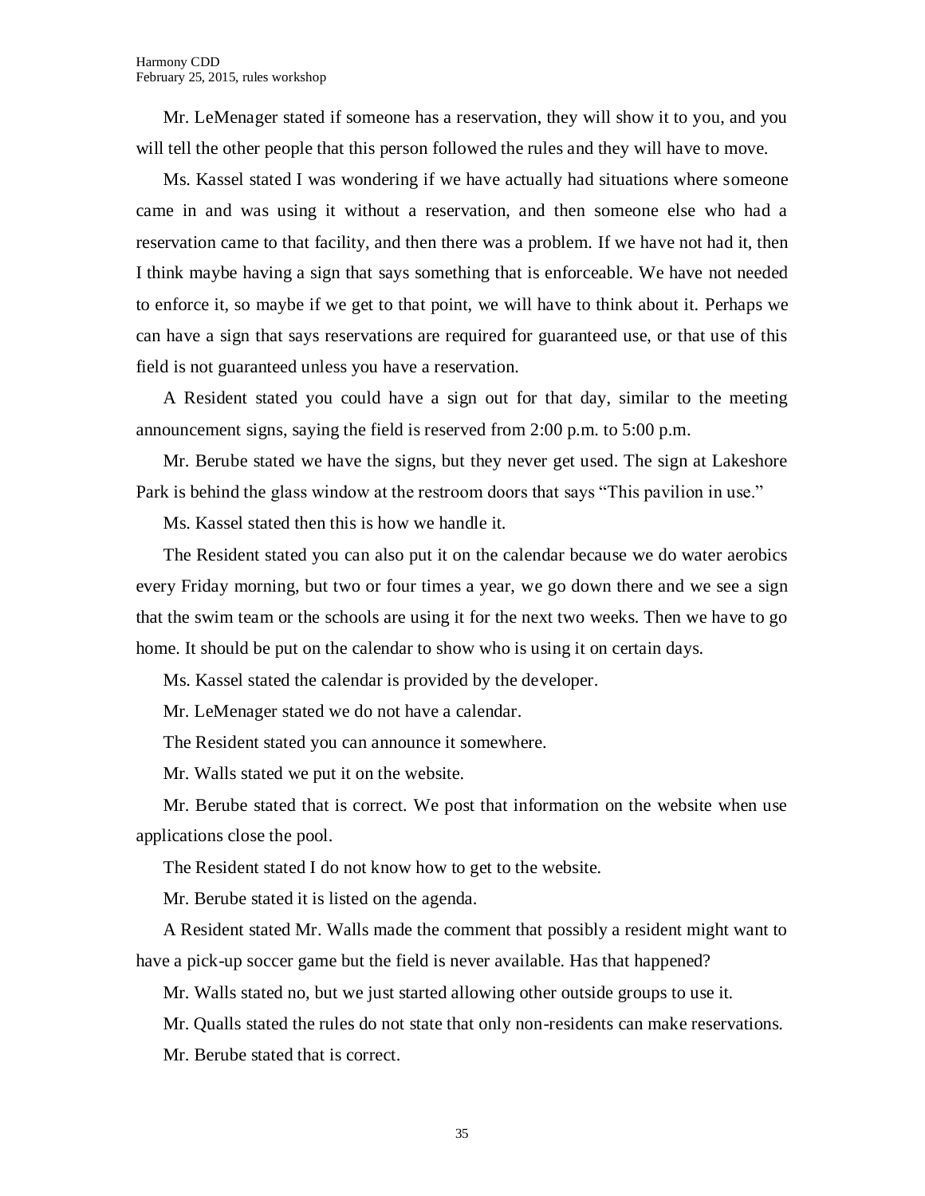Mr. LeMenager stated if someone has a reservation, they will show it to you, and you will tell the other people that this person followed the rules and they will have to move.

Ms. Kassel stated I was wondering if we have actually had situations where someone came in and was using it without a reservation, and then someone else who had a reservation came to that facility, and then there was a problem. If we have not had it, then I think maybe having a sign that says something that is enforceable. We have not needed to enforce it, so maybe if we get to that point, we will have to think about it. Perhaps we can have a sign that says reservations are required for guaranteed use, or that use of this field is not guaranteed unless you have a reservation.

A Resident stated you could have a sign out for that day, similar to the meeting announcement signs, saying the field is reserved from 2:00 p.m. to 5:00 p.m.

Mr. Berube stated we have the signs, but they never get used. The sign at Lakeshore Park is behind the glass window at the restroom doors that says "This pavilion in use."

Ms. Kassel stated then this is how we handle it.

The Resident stated you can also put it on the calendar because we do water aerobics every Friday morning, but two or four times a year, we go down there and we see a sign that the swim team or the schools are using it for the next two weeks. Then we have to go home. It should be put on the calendar to show who is using it on certain days.

Ms. Kassel stated the calendar is provided by the developer.

Mr. LeMenager stated we do not have a calendar.

The Resident stated you can announce it somewhere.

Mr. Walls stated we put it on the website.

Mr. Berube stated that is correct. We post that information on the website when use applications close the pool.

The Resident stated I do not know how to get to the website.

Mr. Berube stated it is listed on the agenda.

A Resident stated Mr. Walls made the comment that possibly a resident might want to have a pick-up soccer game but the field is never available. Has that happened?

Mr. Walls stated no, but we just started allowing other outside groups to use it.

Mr. Qualls stated the rules do not state that only non-residents can make reservations.

Mr. Berube stated that is correct.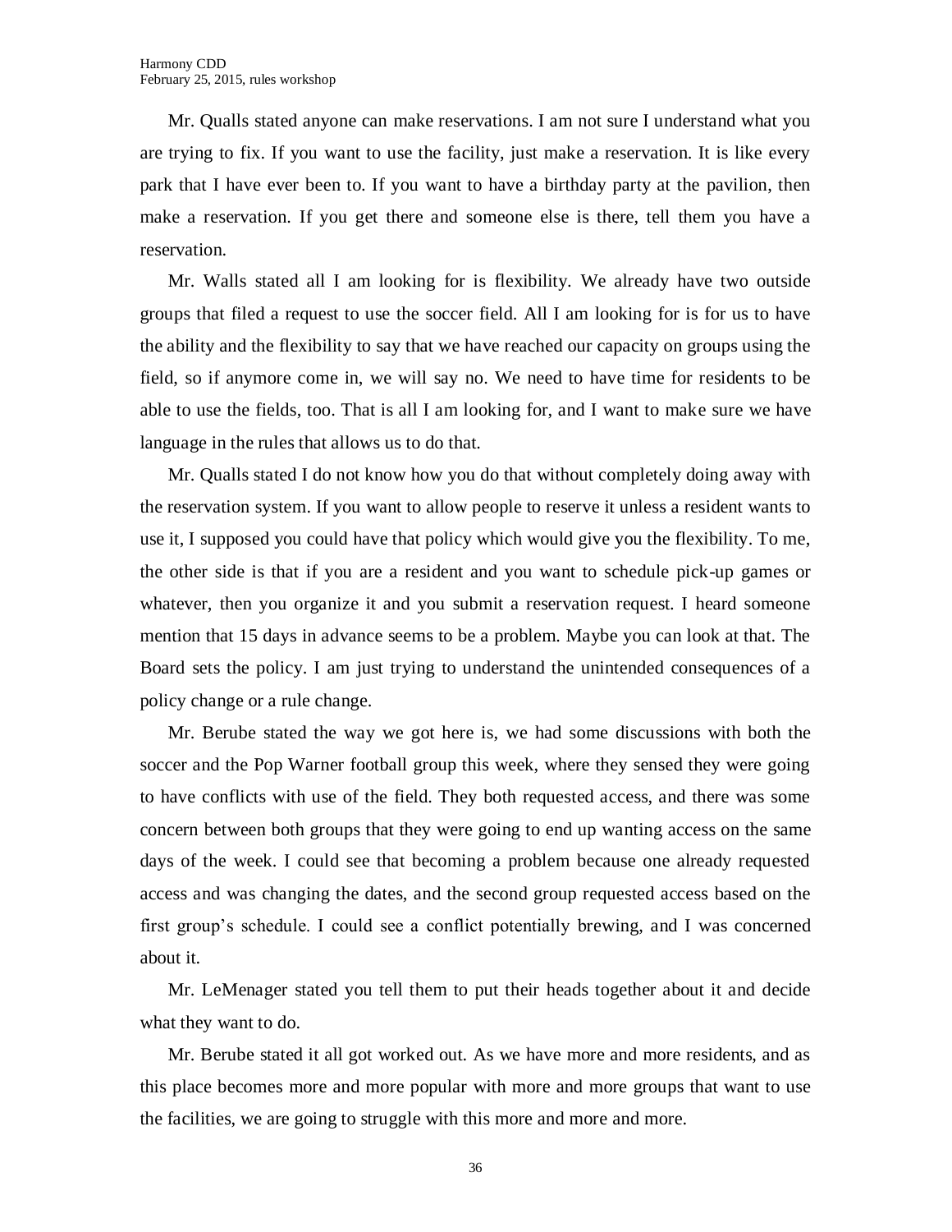Mr. Qualls stated anyone can make reservations. I am not sure I understand what you are trying to fix. If you want to use the facility, just make a reservation. It is like every park that I have ever been to. If you want to have a birthday party at the pavilion, then make a reservation. If you get there and someone else is there, tell them you have a reservation.

Mr. Walls stated all I am looking for is flexibility. We already have two outside groups that filed a request to use the soccer field. All I am looking for is for us to have the ability and the flexibility to say that we have reached our capacity on groups using the field, so if anymore come in, we will say no. We need to have time for residents to be able to use the fields, too. That is all I am looking for, and I want to make sure we have language in the rules that allows us to do that.

Mr. Qualls stated I do not know how you do that without completely doing away with the reservation system. If you want to allow people to reserve it unless a resident wants to use it, I supposed you could have that policy which would give you the flexibility. To me, the other side is that if you are a resident and you want to schedule pick-up games or whatever, then you organize it and you submit a reservation request. I heard someone mention that 15 days in advance seems to be a problem. Maybe you can look at that. The Board sets the policy. I am just trying to understand the unintended consequences of a policy change or a rule change.

Mr. Berube stated the way we got here is, we had some discussions with both the soccer and the Pop Warner football group this week, where they sensed they were going to have conflicts with use of the field. They both requested access, and there was some concern between both groups that they were going to end up wanting access on the same days of the week. I could see that becoming a problem because one already requested access and was changing the dates, and the second group requested access based on the first group's schedule. I could see a conflict potentially brewing, and I was concerned about it.

Mr. LeMenager stated you tell them to put their heads together about it and decide what they want to do.

Mr. Berube stated it all got worked out. As we have more and more residents, and as this place becomes more and more popular with more and more groups that want to use the facilities, we are going to struggle with this more and more and more.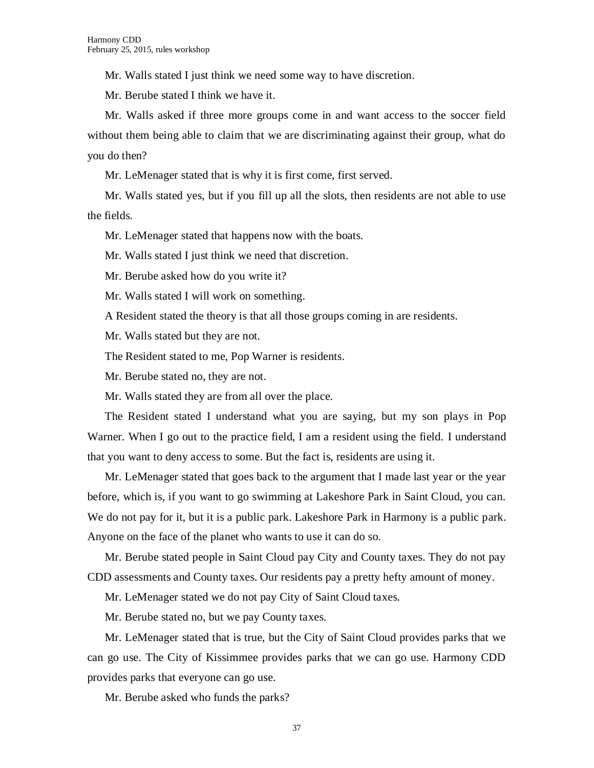Mr. Walls stated I just think we need some way to have discretion.

Mr. Berube stated I think we have it.

Mr. Walls asked if three more groups come in and want access to the soccer field without them being able to claim that we are discriminating against their group, what do you do then?

Mr. LeMenager stated that is why it is first come, first served.

Mr. Walls stated yes, but if you fill up all the slots, then residents are not able to use the fields.

Mr. LeMenager stated that happens now with the boats.

Mr. Walls stated I just think we need that discretion.

Mr. Berube asked how do you write it?

Mr. Walls stated I will work on something.

A Resident stated the theory is that all those groups coming in are residents.

Mr. Walls stated but they are not.

The Resident stated to me, Pop Warner is residents.

Mr. Berube stated no, they are not.

Mr. Walls stated they are from all over the place.

The Resident stated I understand what you are saying, but my son plays in Pop Warner. When I go out to the practice field, I am a resident using the field. I understand that you want to deny access to some. But the fact is, residents are using it.

Mr. LeMenager stated that goes back to the argument that I made last year or the year before, which is, if you want to go swimming at Lakeshore Park in Saint Cloud, you can. We do not pay for it, but it is a public park. Lakeshore Park in Harmony is a public park. Anyone on the face of the planet who wants to use it can do so.

Mr. Berube stated people in Saint Cloud pay City and County taxes. They do not pay CDD assessments and County taxes. Our residents pay a pretty hefty amount of money.

Mr. LeMenager stated we do not pay City of Saint Cloud taxes.

Mr. Berube stated no, but we pay County taxes.

Mr. LeMenager stated that is true, but the City of Saint Cloud provides parks that we can go use. The City of Kissimmee provides parks that we can go use. Harmony CDD provides parks that everyone can go use.

Mr. Berube asked who funds the parks?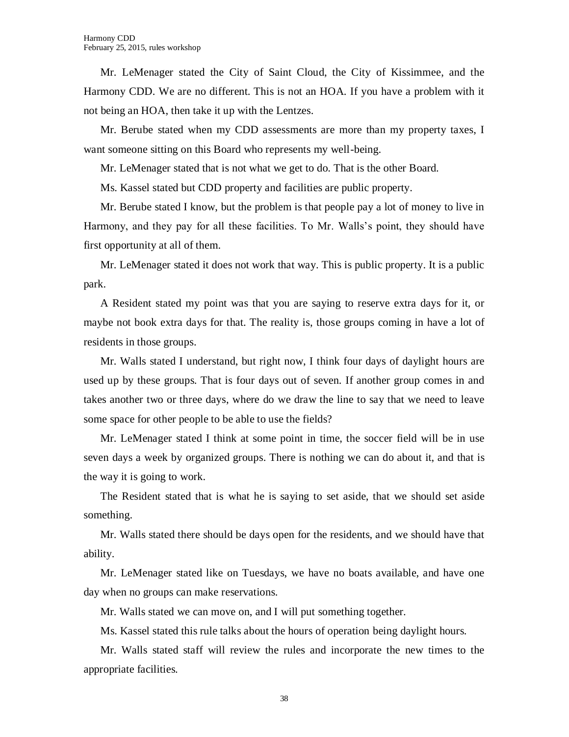Mr. LeMenager stated the City of Saint Cloud, the City of Kissimmee, and the Harmony CDD. We are no different. This is not an HOA. If you have a problem with it not being an HOA, then take it up with the Lentzes.

Mr. Berube stated when my CDD assessments are more than my property taxes, I want someone sitting on this Board who represents my well-being.

Mr. LeMenager stated that is not what we get to do. That is the other Board.

Ms. Kassel stated but CDD property and facilities are public property.

Mr. Berube stated I know, but the problem is that people pay a lot of money to live in Harmony, and they pay for all these facilities. To Mr. Walls's point, they should have first opportunity at all of them.

Mr. LeMenager stated it does not work that way. This is public property. It is a public park.

A Resident stated my point was that you are saying to reserve extra days for it, or maybe not book extra days for that. The reality is, those groups coming in have a lot of residents in those groups.

Mr. Walls stated I understand, but right now, I think four days of daylight hours are used up by these groups. That is four days out of seven. If another group comes in and takes another two or three days, where do we draw the line to say that we need to leave some space for other people to be able to use the fields?

Mr. LeMenager stated I think at some point in time, the soccer field will be in use seven days a week by organized groups. There is nothing we can do about it, and that is the way it is going to work.

The Resident stated that is what he is saying to set aside, that we should set aside something.

Mr. Walls stated there should be days open for the residents, and we should have that ability.

Mr. LeMenager stated like on Tuesdays, we have no boats available, and have one day when no groups can make reservations.

Mr. Walls stated we can move on, and I will put something together.

Ms. Kassel stated this rule talks about the hours of operation being daylight hours.

Mr. Walls stated staff will review the rules and incorporate the new times to the appropriate facilities.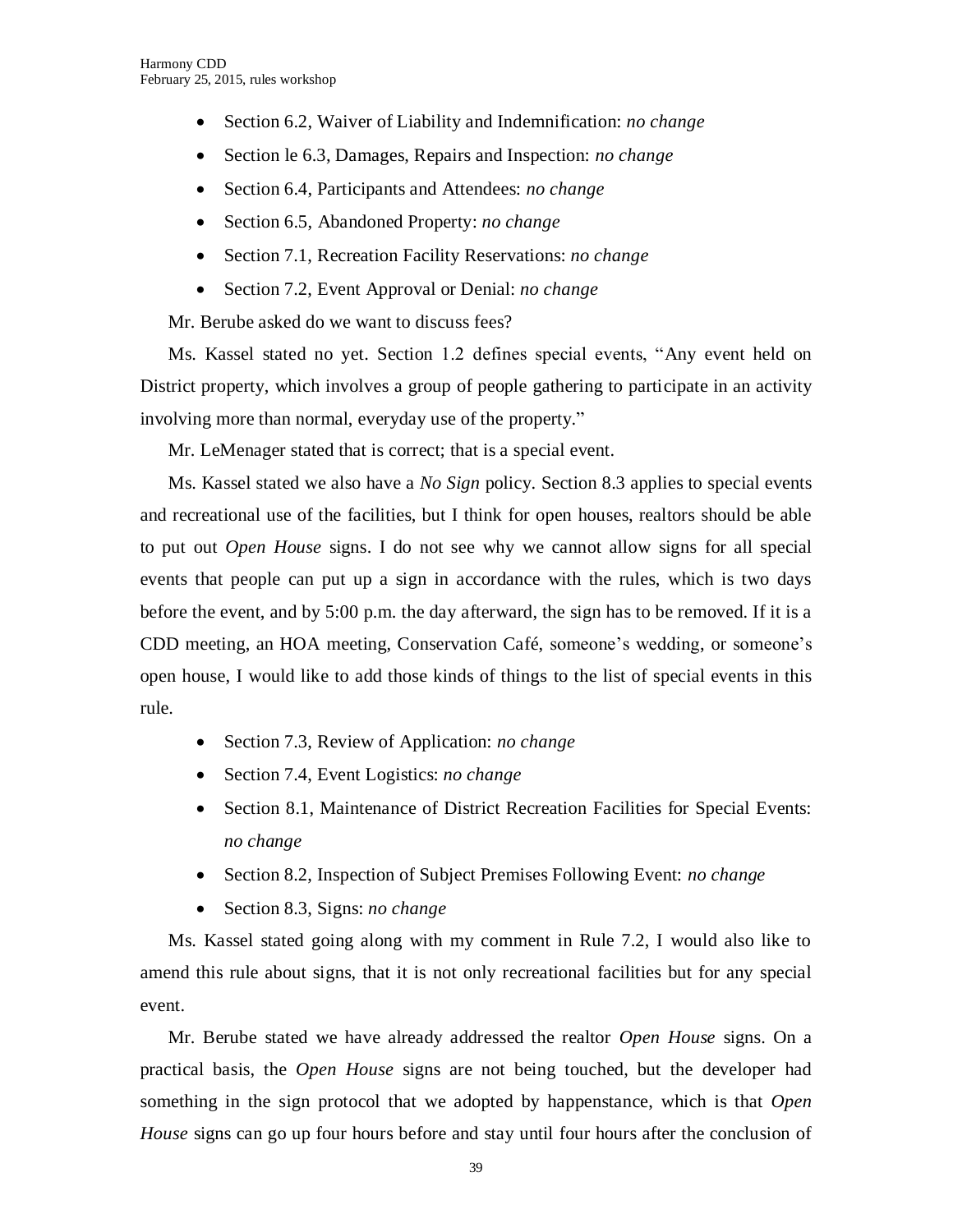- Section 6.2, Waiver of Liability and Indemnification: *no change*
- Section le 6.3, Damages, Repairs and Inspection: *no change*
- Section 6.4, Participants and Attendees: *no change*
- Section 6.5, Abandoned Property: *no change*
- Section 7.1, Recreation Facility Reservations: *no change*
- Section 7.2, Event Approval or Denial: *no change*

Mr. Berube asked do we want to discuss fees?

Ms. Kassel stated no yet. Section 1.2 defines special events, "Any event held on District property, which involves a group of people gathering to participate in an activity involving more than normal, everyday use of the property."

Mr. LeMenager stated that is correct; that is a special event.

Ms. Kassel stated we also have a *No Sign* policy. Section 8.3 applies to special events and recreational use of the facilities, but I think for open houses, realtors should be able to put out *Open House* signs. I do not see why we cannot allow signs for all special events that people can put up a sign in accordance with the rules, which is two days before the event, and by 5:00 p.m. the day afterward, the sign has to be removed. If it is a CDD meeting, an HOA meeting, Conservation Café, someone's wedding, or someone's open house, I would like to add those kinds of things to the list of special events in this rule.

- Section 7.3, Review of Application: *no change*
- Section 7.4, Event Logistics: *no change*
- Section 8.1, Maintenance of District Recreation Facilities for Special Events: *no change*
- Section 8.2, Inspection of Subject Premises Following Event: *no change*
- Section 8.3, Signs: *no change*

Ms. Kassel stated going along with my comment in Rule 7.2, I would also like to amend this rule about signs, that it is not only recreational facilities but for any special event.

Mr. Berube stated we have already addressed the realtor *Open House* signs. On a practical basis, the *Open House* signs are not being touched, but the developer had something in the sign protocol that we adopted by happenstance, which is that *Open House* signs can go up four hours before and stay until four hours after the conclusion of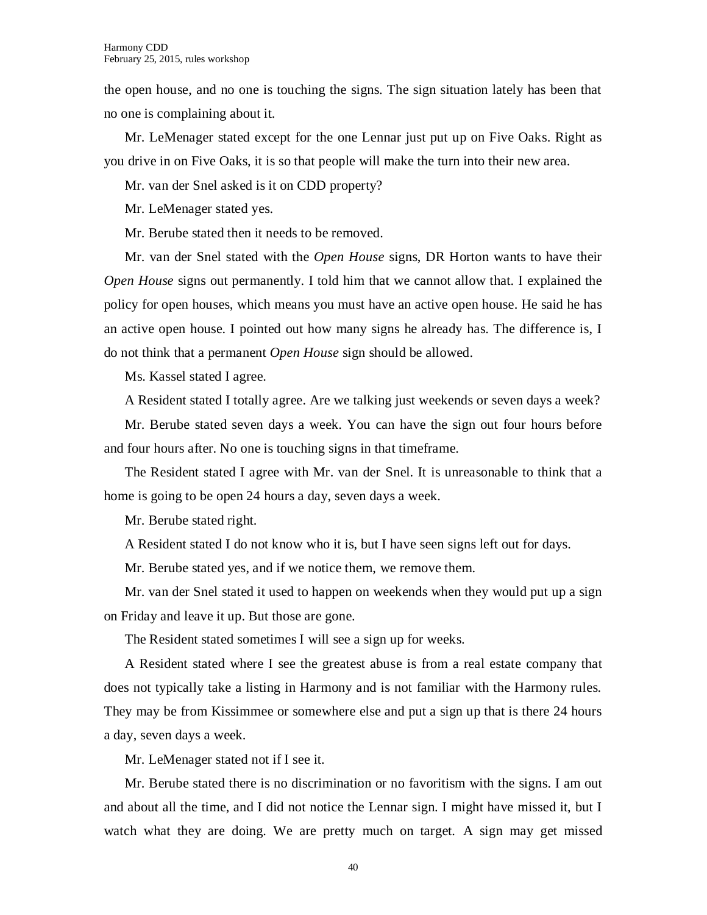the open house, and no one is touching the signs. The sign situation lately has been that no one is complaining about it.

Mr. LeMenager stated except for the one Lennar just put up on Five Oaks. Right as you drive in on Five Oaks, it is so that people will make the turn into their new area.

Mr. van der Snel asked is it on CDD property?

Mr. LeMenager stated yes.

Mr. Berube stated then it needs to be removed.

Mr. van der Snel stated with the *Open House* signs, DR Horton wants to have their *Open House* signs out permanently. I told him that we cannot allow that. I explained the policy for open houses, which means you must have an active open house. He said he has an active open house. I pointed out how many signs he already has. The difference is, I do not think that a permanent *Open House* sign should be allowed.

Ms. Kassel stated I agree.

A Resident stated I totally agree. Are we talking just weekends or seven days a week?

Mr. Berube stated seven days a week. You can have the sign out four hours before and four hours after. No one is touching signs in that timeframe.

The Resident stated I agree with Mr. van der Snel. It is unreasonable to think that a home is going to be open 24 hours a day, seven days a week.

Mr. Berube stated right.

A Resident stated I do not know who it is, but I have seen signs left out for days.

Mr. Berube stated yes, and if we notice them, we remove them.

Mr. van der Snel stated it used to happen on weekends when they would put up a sign on Friday and leave it up. But those are gone.

The Resident stated sometimes I will see a sign up for weeks.

A Resident stated where I see the greatest abuse is from a real estate company that does not typically take a listing in Harmony and is not familiar with the Harmony rules. They may be from Kissimmee or somewhere else and put a sign up that is there 24 hours a day, seven days a week.

Mr. LeMenager stated not if I see it.

Mr. Berube stated there is no discrimination or no favoritism with the signs. I am out and about all the time, and I did not notice the Lennar sign. I might have missed it, but I watch what they are doing. We are pretty much on target. A sign may get missed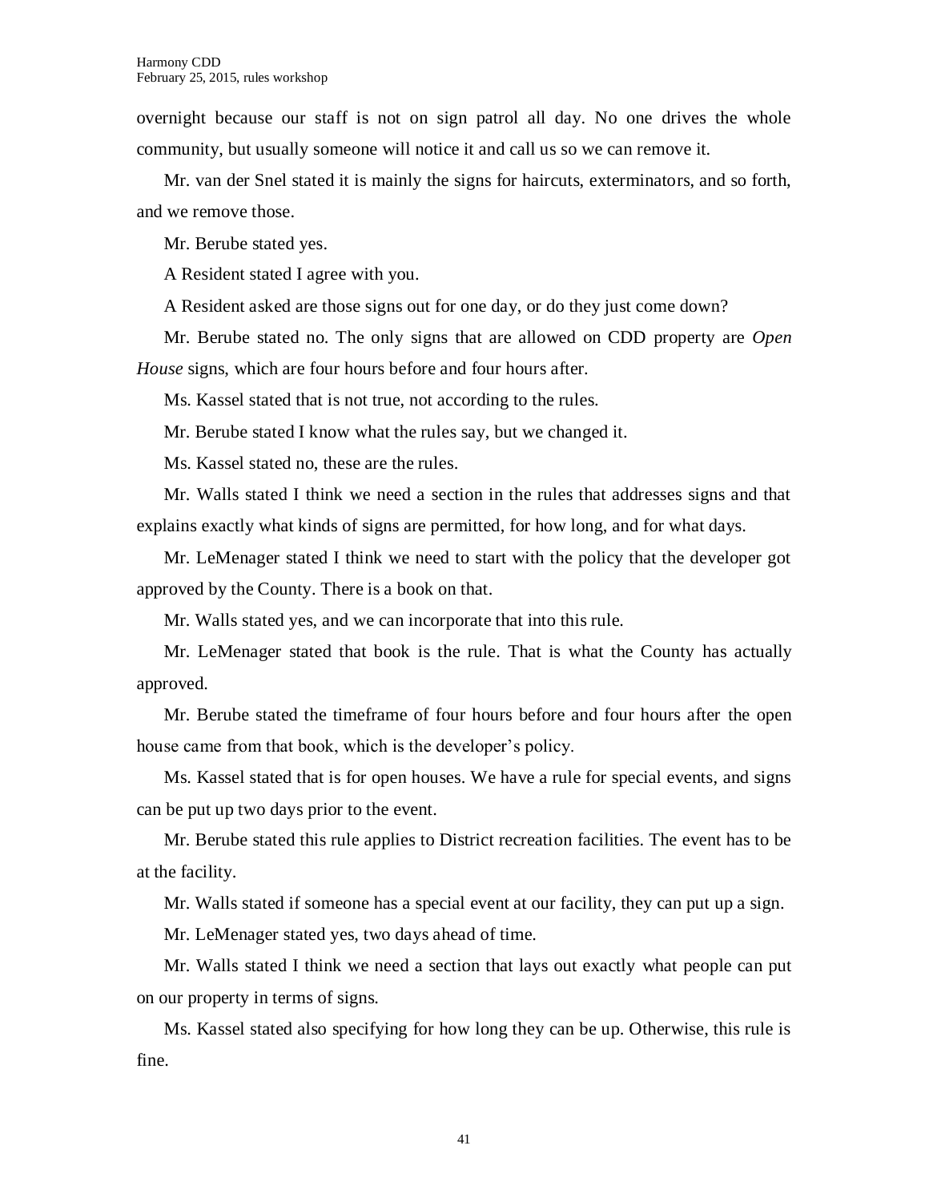overnight because our staff is not on sign patrol all day. No one drives the whole community, but usually someone will notice it and call us so we can remove it.

Mr. van der Snel stated it is mainly the signs for haircuts, exterminators, and so forth, and we remove those.

Mr. Berube stated yes.

A Resident stated I agree with you.

A Resident asked are those signs out for one day, or do they just come down?

Mr. Berube stated no. The only signs that are allowed on CDD property are *Open House* signs, which are four hours before and four hours after.

Ms. Kassel stated that is not true, not according to the rules.

Mr. Berube stated I know what the rules say, but we changed it.

Ms. Kassel stated no, these are the rules.

Mr. Walls stated I think we need a section in the rules that addresses signs and that explains exactly what kinds of signs are permitted, for how long, and for what days.

Mr. LeMenager stated I think we need to start with the policy that the developer got approved by the County. There is a book on that.

Mr. Walls stated yes, and we can incorporate that into this rule.

Mr. LeMenager stated that book is the rule. That is what the County has actually approved.

Mr. Berube stated the timeframe of four hours before and four hours after the open house came from that book, which is the developer's policy.

Ms. Kassel stated that is for open houses. We have a rule for special events, and signs can be put up two days prior to the event.

Mr. Berube stated this rule applies to District recreation facilities. The event has to be at the facility.

Mr. Walls stated if someone has a special event at our facility, they can put up a sign.

Mr. LeMenager stated yes, two days ahead of time.

Mr. Walls stated I think we need a section that lays out exactly what people can put on our property in terms of signs.

Ms. Kassel stated also specifying for how long they can be up. Otherwise, this rule is fine.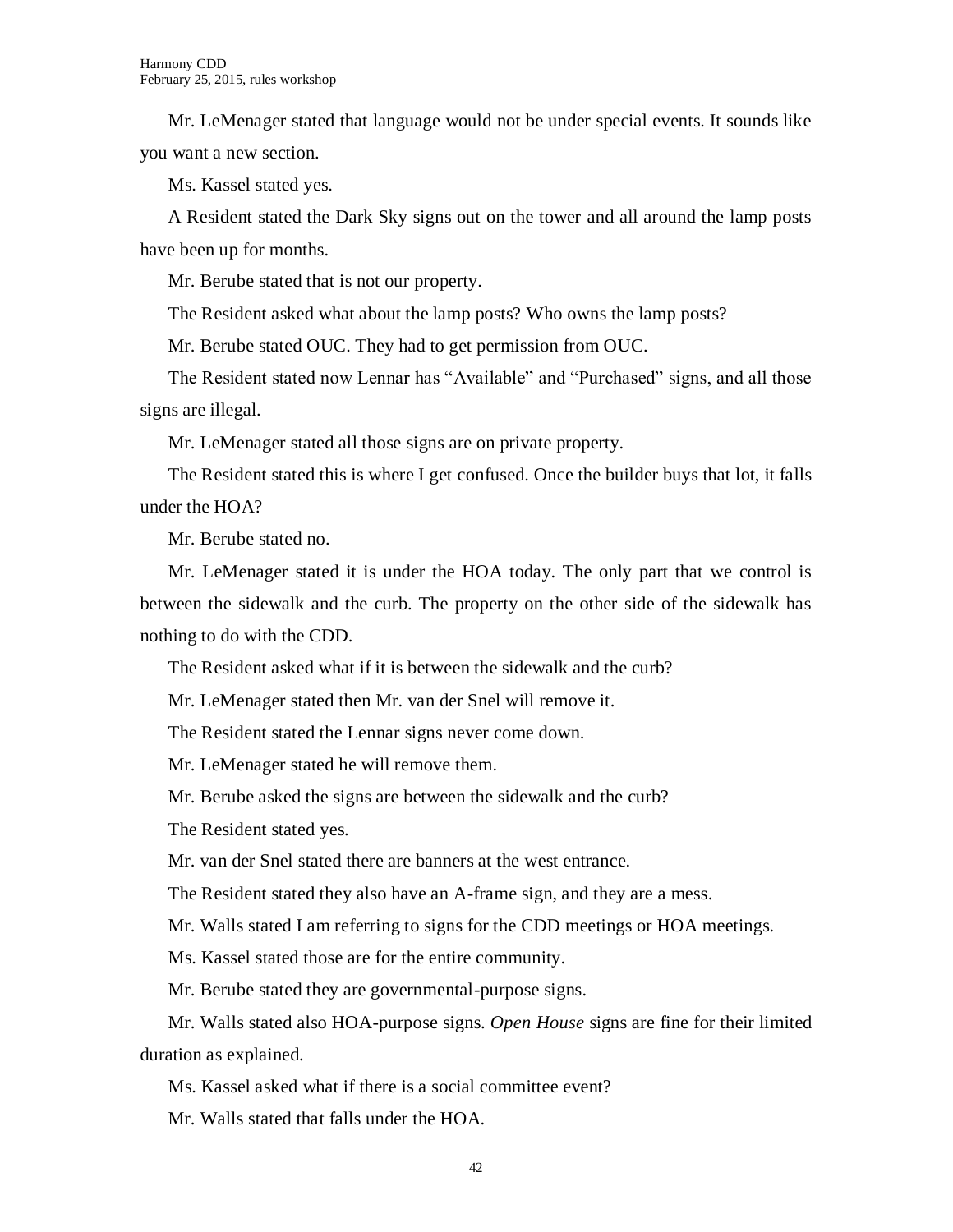Mr. LeMenager stated that language would not be under special events. It sounds like you want a new section.

Ms. Kassel stated yes.

A Resident stated the Dark Sky signs out on the tower and all around the lamp posts have been up for months.

Mr. Berube stated that is not our property.

The Resident asked what about the lamp posts? Who owns the lamp posts?

Mr. Berube stated OUC. They had to get permission from OUC.

The Resident stated now Lennar has "Available" and "Purchased" signs, and all those signs are illegal.

Mr. LeMenager stated all those signs are on private property.

The Resident stated this is where I get confused. Once the builder buys that lot, it falls under the HOA?

Mr. Berube stated no.

Mr. LeMenager stated it is under the HOA today. The only part that we control is between the sidewalk and the curb. The property on the other side of the sidewalk has nothing to do with the CDD.

The Resident asked what if it is between the sidewalk and the curb?

Mr. LeMenager stated then Mr. van der Snel will remove it.

The Resident stated the Lennar signs never come down.

Mr. LeMenager stated he will remove them.

Mr. Berube asked the signs are between the sidewalk and the curb?

The Resident stated yes.

Mr. van der Snel stated there are banners at the west entrance.

The Resident stated they also have an A-frame sign, and they are a mess.

Mr. Walls stated I am referring to signs for the CDD meetings or HOA meetings.

Ms. Kassel stated those are for the entire community.

Mr. Berube stated they are governmental-purpose signs.

Mr. Walls stated also HOA-purpose signs. *Open House* signs are fine for their limited duration as explained.

Ms. Kassel asked what if there is a social committee event?

Mr. Walls stated that falls under the HOA.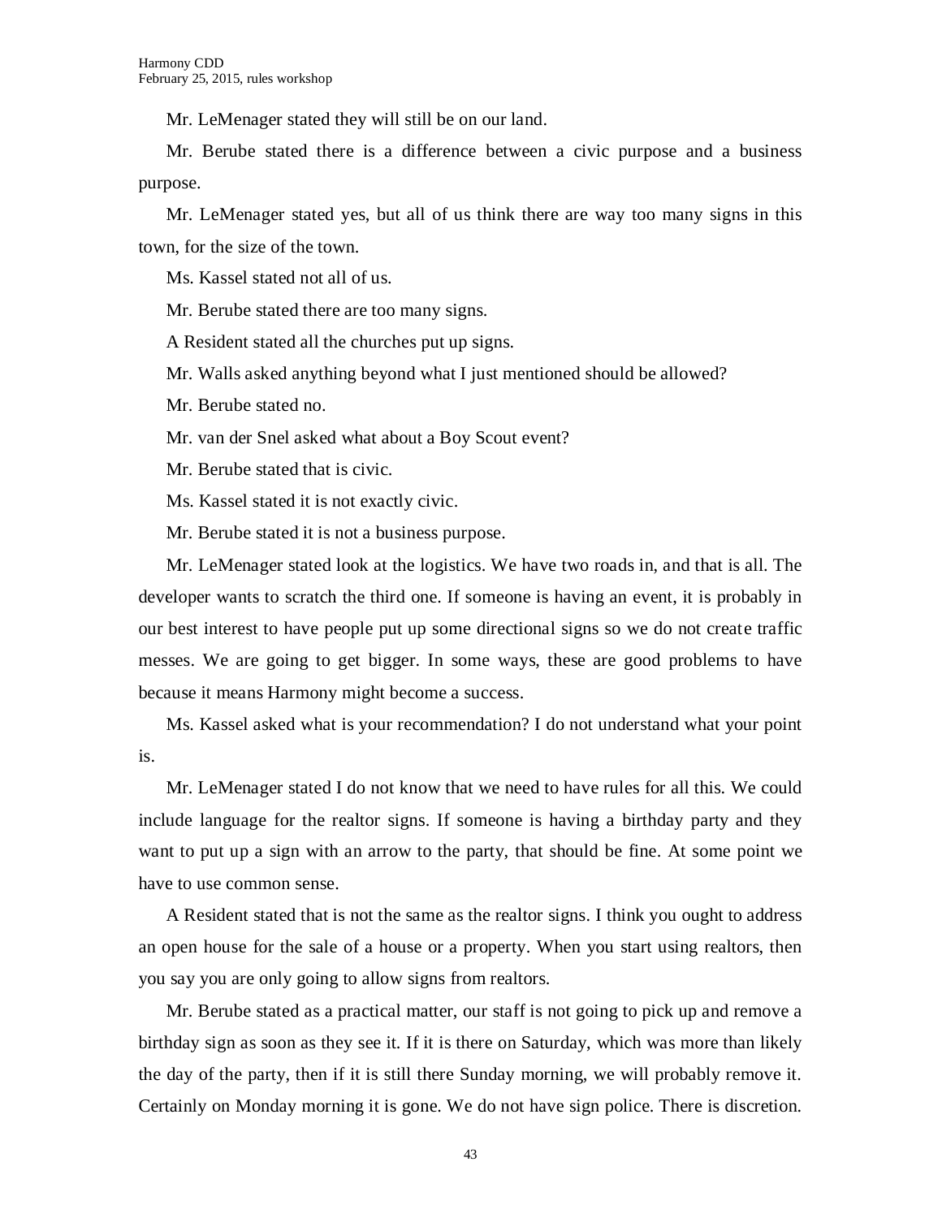Mr. LeMenager stated they will still be on our land.

Mr. Berube stated there is a difference between a civic purpose and a business purpose.

Mr. LeMenager stated yes, but all of us think there are way too many signs in this town, for the size of the town.

Ms. Kassel stated not all of us.

Mr. Berube stated there are too many signs.

A Resident stated all the churches put up signs.

Mr. Walls asked anything beyond what I just mentioned should be allowed?

Mr. Berube stated no.

Mr. van der Snel asked what about a Boy Scout event?

Mr. Berube stated that is civic.

Ms. Kassel stated it is not exactly civic.

Mr. Berube stated it is not a business purpose.

Mr. LeMenager stated look at the logistics. We have two roads in, and that is all. The developer wants to scratch the third one. If someone is having an event, it is probably in our best interest to have people put up some directional signs so we do not create traffic messes. We are going to get bigger. In some ways, these are good problems to have because it means Harmony might become a success.

Ms. Kassel asked what is your recommendation? I do not understand what your point is.

Mr. LeMenager stated I do not know that we need to have rules for all this. We could include language for the realtor signs. If someone is having a birthday party and they want to put up a sign with an arrow to the party, that should be fine. At some point we have to use common sense.

A Resident stated that is not the same as the realtor signs. I think you ought to address an open house for the sale of a house or a property. When you start using realtors, then you say you are only going to allow signs from realtors.

Mr. Berube stated as a practical matter, our staff is not going to pick up and remove a birthday sign as soon as they see it. If it is there on Saturday, which was more than likely the day of the party, then if it is still there Sunday morning, we will probably remove it. Certainly on Monday morning it is gone. We do not have sign police. There is discretion.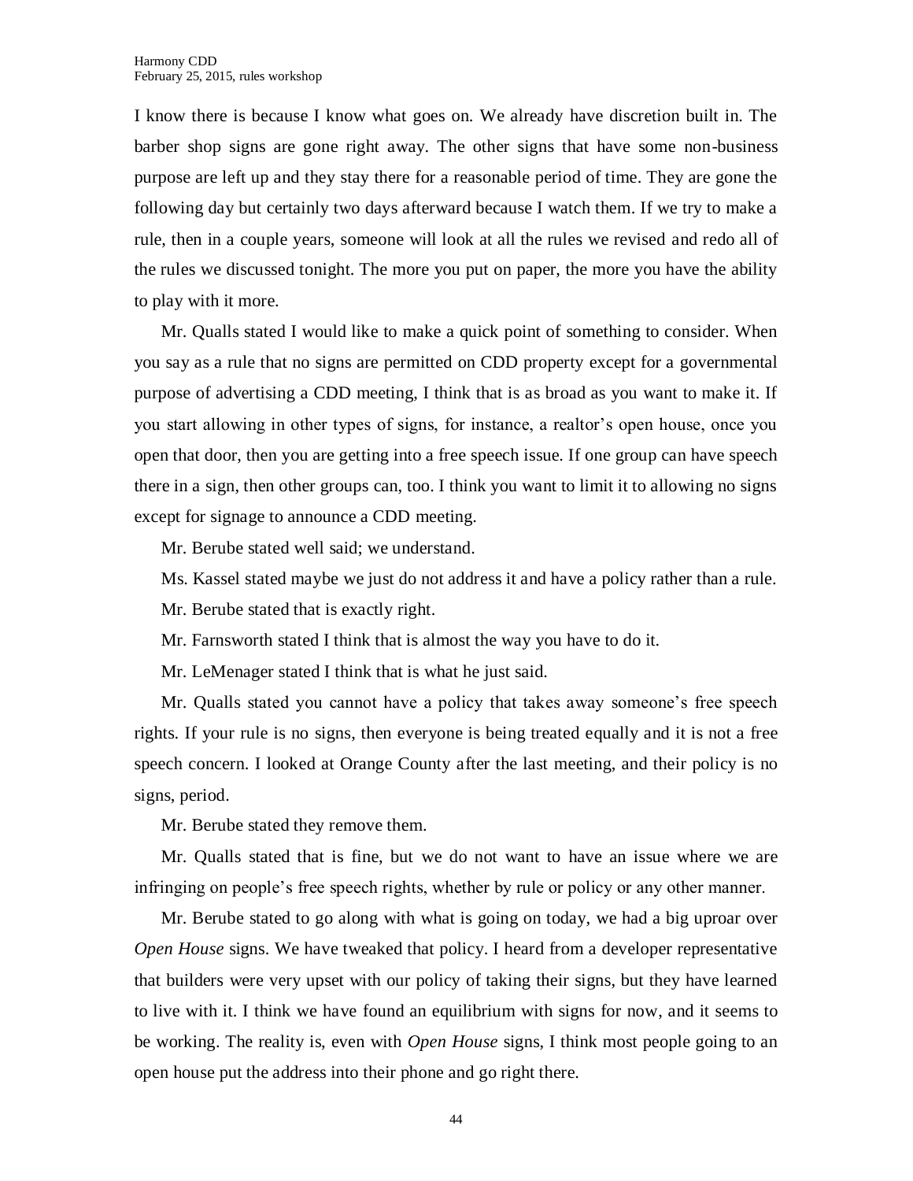I know there is because I know what goes on. We already have discretion built in. The barber shop signs are gone right away. The other signs that have some non-business purpose are left up and they stay there for a reasonable period of time. They are gone the following day but certainly two days afterward because I watch them. If we try to make a rule, then in a couple years, someone will look at all the rules we revised and redo all of the rules we discussed tonight. The more you put on paper, the more you have the ability to play with it more.

Mr. Qualls stated I would like to make a quick point of something to consider. When you say as a rule that no signs are permitted on CDD property except for a governmental purpose of advertising a CDD meeting, I think that is as broad as you want to make it. If you start allowing in other types of signs, for instance, a realtor's open house, once you open that door, then you are getting into a free speech issue. If one group can have speech there in a sign, then other groups can, too. I think you want to limit it to allowing no signs except for signage to announce a CDD meeting.

Mr. Berube stated well said; we understand.

Ms. Kassel stated maybe we just do not address it and have a policy rather than a rule.

Mr. Berube stated that is exactly right.

Mr. Farnsworth stated I think that is almost the way you have to do it.

Mr. LeMenager stated I think that is what he just said.

Mr. Qualls stated you cannot have a policy that takes away someone's free speech rights. If your rule is no signs, then everyone is being treated equally and it is not a free speech concern. I looked at Orange County after the last meeting, and their policy is no signs, period.

Mr. Berube stated they remove them.

Mr. Qualls stated that is fine, but we do not want to have an issue where we are infringing on people's free speech rights, whether by rule or policy or any other manner.

Mr. Berube stated to go along with what is going on today, we had a big uproar over *Open House* signs. We have tweaked that policy. I heard from a developer representative that builders were very upset with our policy of taking their signs, but they have learned to live with it. I think we have found an equilibrium with signs for now, and it seems to be working. The reality is, even with *Open House* signs, I think most people going to an open house put the address into their phone and go right there.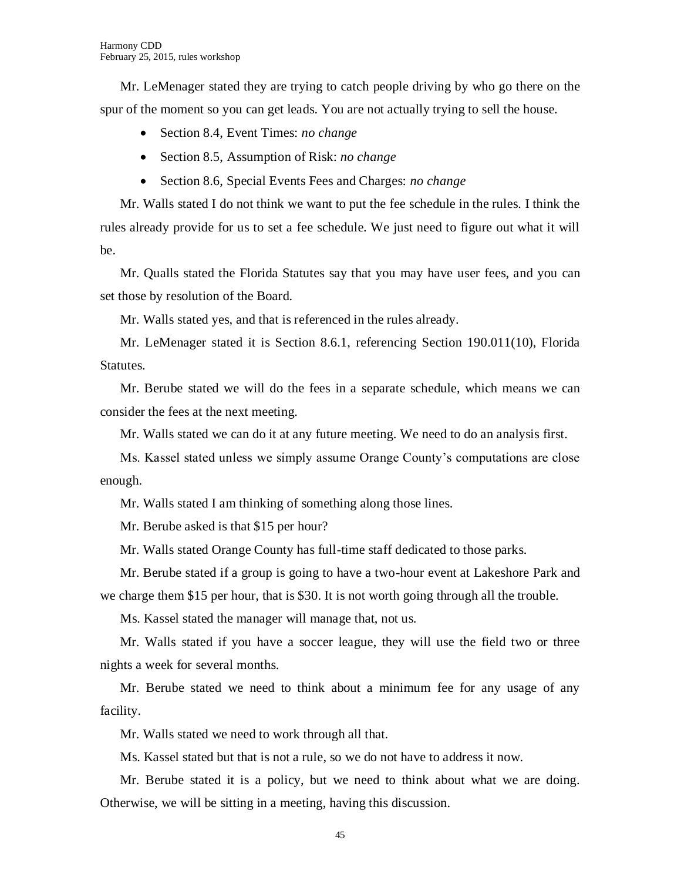Mr. LeMenager stated they are trying to catch people driving by who go there on the spur of the moment so you can get leads. You are not actually trying to sell the house.

- Section 8.4, Event Times: *no change*
- Section 8.5, Assumption of Risk: *no change*
- Section 8.6, Special Events Fees and Charges: *no change*

Mr. Walls stated I do not think we want to put the fee schedule in the rules. I think the rules already provide for us to set a fee schedule. We just need to figure out what it will be.

Mr. Qualls stated the Florida Statutes say that you may have user fees, and you can set those by resolution of the Board.

Mr. Walls stated yes, and that is referenced in the rules already.

Mr. LeMenager stated it is Section 8.6.1, referencing Section 190.011(10), Florida Statutes.

Mr. Berube stated we will do the fees in a separate schedule, which means we can consider the fees at the next meeting.

Mr. Walls stated we can do it at any future meeting. We need to do an analysis first.

Ms. Kassel stated unless we simply assume Orange County's computations are close enough.

Mr. Walls stated I am thinking of something along those lines.

Mr. Berube asked is that $15 per hour?

Mr. Walls stated Orange County has full-time staff dedicated to those parks.

Mr. Berube stated if a group is going to have a two-hour event at Lakeshore Park and we charge them $15 per hour, that is $30. It is not worth going through all the trouble.

Ms. Kassel stated the manager will manage that, not us.

Mr. Walls stated if you have a soccer league, they will use the field two or three nights a week for several months.

Mr. Berube stated we need to think about a minimum fee for any usage of any facility.

Mr. Walls stated we need to work through all that.

Ms. Kassel stated but that is not a rule, so we do not have to address it now.

Mr. Berube stated it is a policy, but we need to think about what we are doing. Otherwise, we will be sitting in a meeting, having this discussion.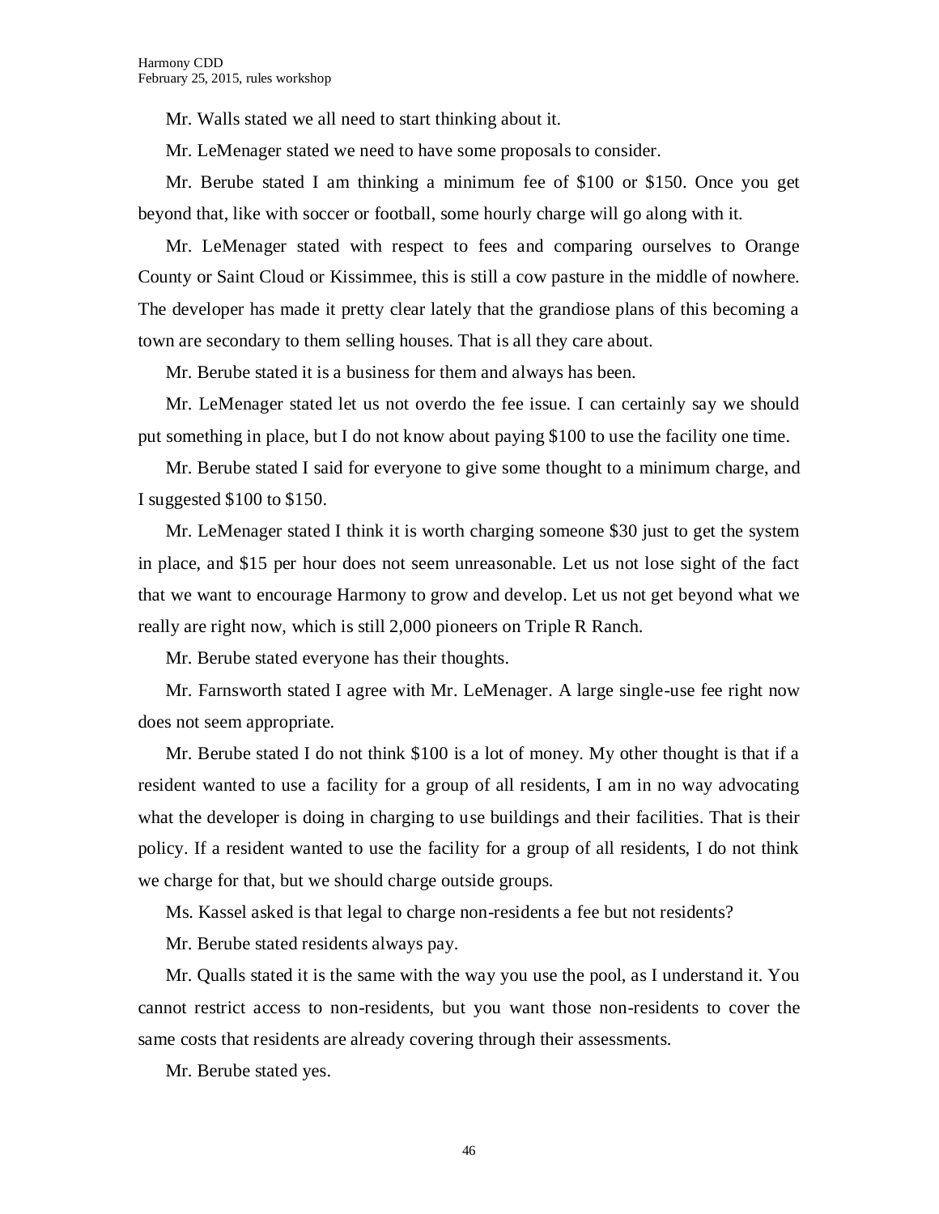Mr. Walls stated we all need to start thinking about it.

Mr. LeMenager stated we need to have some proposals to consider.

Mr. Berube stated I am thinking a minimum fee of $100 or $150. Once you get beyond that, like with soccer or football, some hourly charge will go along with it.

Mr. LeMenager stated with respect to fees and comparing ourselves to Orange County or Saint Cloud or Kissimmee, this is still a cow pasture in the middle of nowhere. The developer has made it pretty clear lately that the grandiose plans of this becoming a town are secondary to them selling houses. That is all they care about.

Mr. Berube stated it is a business for them and always has been.

Mr. LeMenager stated let us not overdo the fee issue. I can certainly say we should put something in place, but I do not know about paying $100 to use the facility one time.

Mr. Berube stated I said for everyone to give some thought to a minimum charge, and I suggested $100 to $150.

Mr. LeMenager stated I think it is worth charging someone $30 just to get the system in place, and $15 per hour does not seem unreasonable. Let us not lose sight of the fact that we want to encourage Harmony to grow and develop. Let us not get beyond what we really are right now, which is still 2,000 pioneers on Triple R Ranch.

Mr. Berube stated everyone has their thoughts.

Mr. Farnsworth stated I agree with Mr. LeMenager. A large single-use fee right now does not seem appropriate.

Mr. Berube stated I do not think $100 is a lot of money. My other thought is that if a resident wanted to use a facility for a group of all residents, I am in no way advocating what the developer is doing in charging to use buildings and their facilities. That is their policy. If a resident wanted to use the facility for a group of all residents, I do not think we charge for that, but we should charge outside groups.

Ms. Kassel asked is that legal to charge non-residents a fee but not residents?

Mr. Berube stated residents always pay.

Mr. Qualls stated it is the same with the way you use the pool, as I understand it. You cannot restrict access to non-residents, but you want those non-residents to cover the same costs that residents are already covering through their assessments.

Mr. Berube stated yes.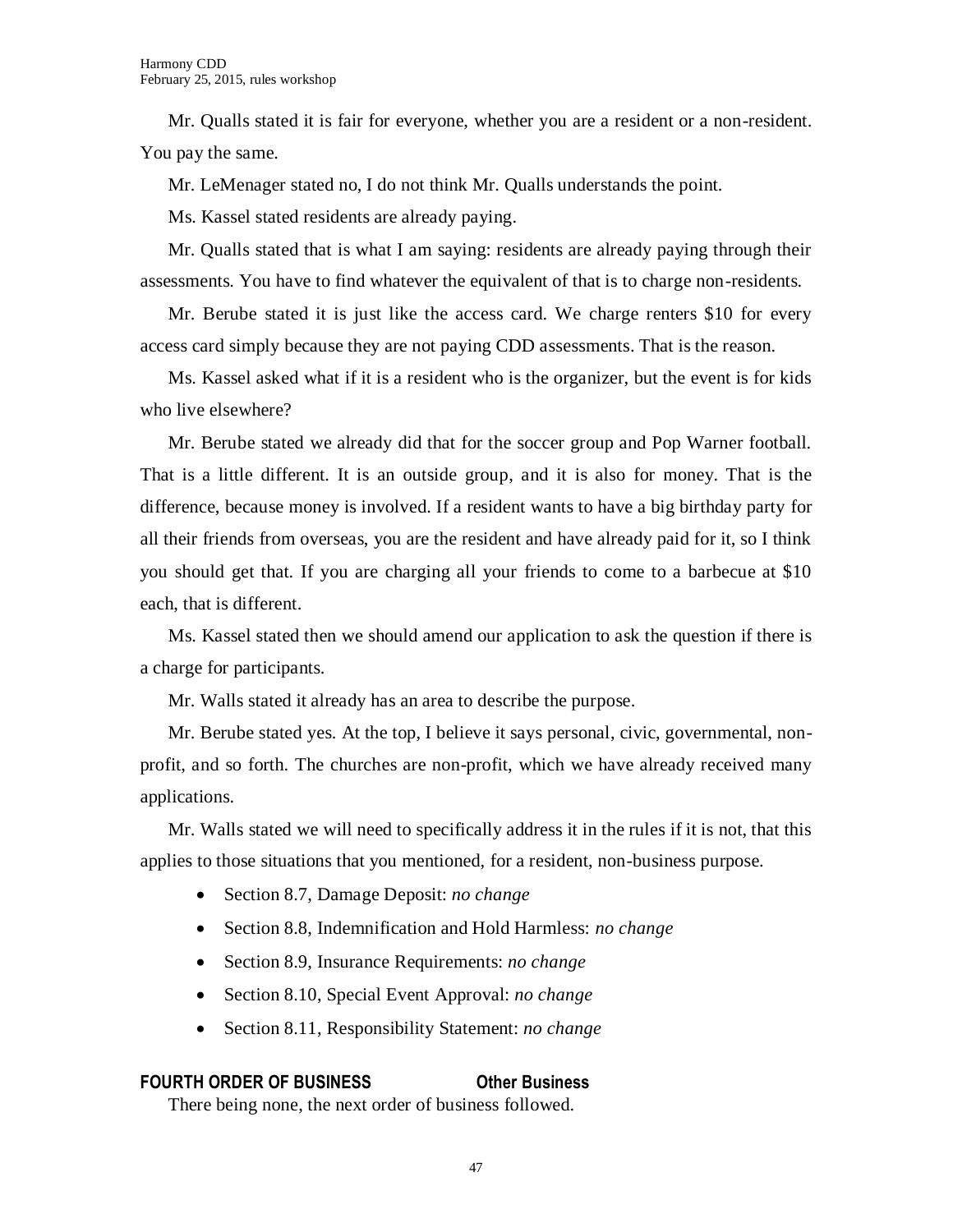Mr. Qualls stated it is fair for everyone, whether you are a resident or a non-resident. You pay the same.

Mr. LeMenager stated no, I do not think Mr. Qualls understands the point.

Ms. Kassel stated residents are already paying.

Mr. Qualls stated that is what I am saying: residents are already paying through their assessments. You have to find whatever the equivalent of that is to charge non-residents.

Mr. Berube stated it is just like the access card. We charge renters $10 for every access card simply because they are not paying CDD assessments. That is the reason.

Ms. Kassel asked what if it is a resident who is the organizer, but the event is for kids who live elsewhere?

Mr. Berube stated we already did that for the soccer group and Pop Warner football. That is a little different. It is an outside group, and it is also for money. That is the difference, because money is involved. If a resident wants to have a big birthday party for all their friends from overseas, you are the resident and have already paid for it, so I think you should get that. If you are charging all your friends to come to a barbecue at $10 each, that is different.

Ms. Kassel stated then we should amend our application to ask the question if there is a charge for participants.

Mr. Walls stated it already has an area to describe the purpose.

Mr. Berube stated yes. At the top, I believe it says personal, civic, governmental, non-profit, and so forth. The churches are non-profit, which we have already received many applications.

Mr. Walls stated we will need to specifically address it in the rules if it is not, that this applies to those situations that you mentioned, for a resident, non-business purpose.

- Section 8.7, Damage Deposit: *no change*
- Section 8.8, Indemnification and Hold Harmless: *no change*
- Section 8.9, Insurance Requirements: *no change*
- Section 8.10, Special Event Approval: *no change*
- Section 8.11, Responsibility Statement: *no change*

**FOURTH ORDER OF BUSINESS Other Business**

There being none, the next order of business followed.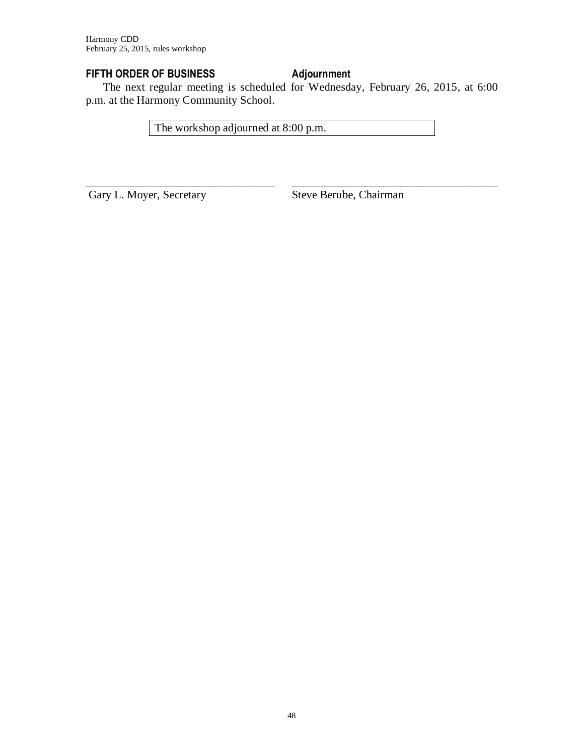**FIFTH ORDER OF BUSINESS** **Adjournment**

The next regular meeting is scheduled for Wednesday, February 26, 2015, at 6:00 p.m. at the Harmony Community School.

> The workshop adjourned at 8:00 p.m.

\_\_\_\_\_\_\_\_\_\_\_\_\_\_\_\_\_\_\_\_\_\_\_\_\_\_\_\_\_\_\_\_\_\_ \_\_\_\_\_\_\_\_\_\_\_\_\_\_\_\_\_\_\_\_\_\_\_\_\_\_\_\_\_\_\_\_\_\_\_\_\_\_

Gary L. Moyer, Secretary Steve Berube, Chairman